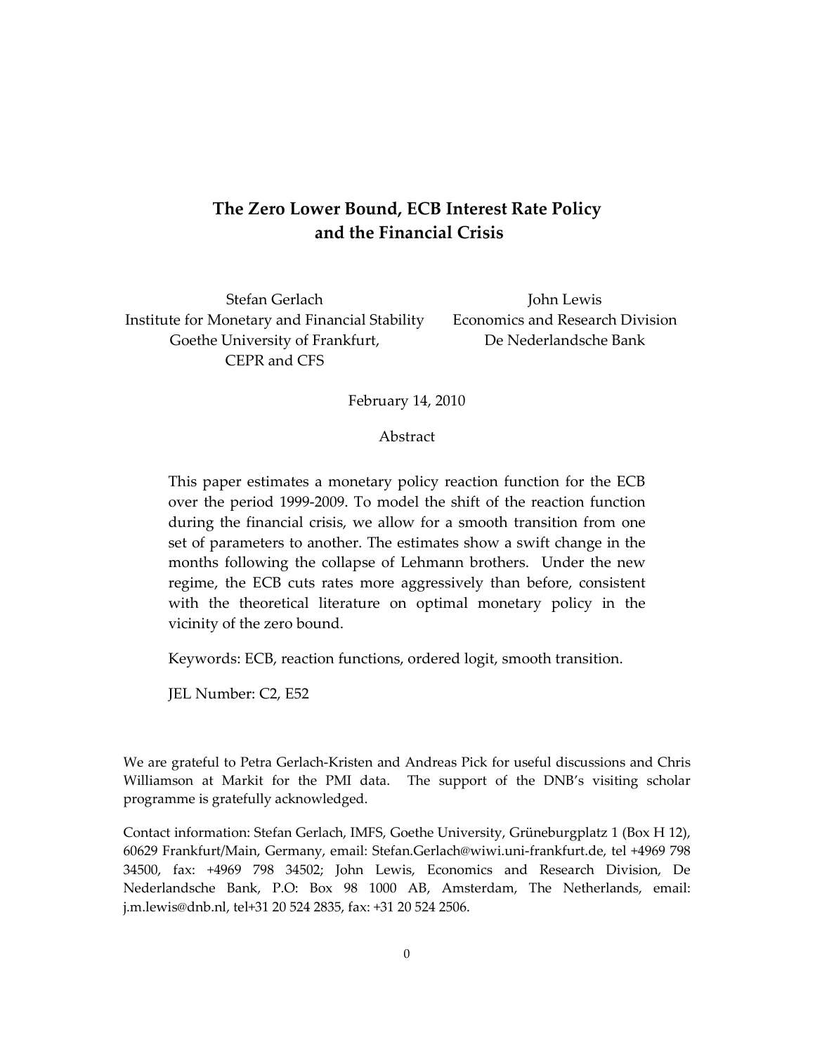# The Zero Lower Bound, ECB Interest Rate Policy and the Financial Crisis

Stefan Gerlach
Institute for Monetary and Financial Stability
Goethe University of Frankfurt,
CEPR and CFS

John Lewis
Economics and Research Division
De Nederlandsche Bank

February 14, 2010

## Abstract

This paper estimates a monetary policy reaction function for the ECB over the period 1999-2009. To model the shift of the reaction function during the financial crisis, we allow for a smooth transition from one set of parameters to another. The estimates show a swift change in the months following the collapse of Lehmann brothers. Under the new regime, the ECB cuts rates more aggressively than before, consistent with the theoretical literature on optimal monetary policy in the vicinity of the zero bound.

Keywords: ECB, reaction functions, ordered logit, smooth transition.

JEL Number: C2, E52

We are grateful to Petra Gerlach-Kristen and Andreas Pick for useful discussions and Chris Williamson at Markit for the PMI data. The support of the DNB's visiting scholar programme is gratefully acknowledged.

Contact information: Stefan Gerlach, IMFS, Goethe University, Grüneburgplatz 1 (Box H 12), 60629 Frankfurt/Main, Germany, email: Stefan.Gerlach@wiwi.uni-frankfurt.de, tel +4969 798 34500, fax: +4969 798 34502; John Lewis, Economics and Research Division, De Nederlandsche Bank, P.O: Box 98 1000 AB, Amsterdam, The Netherlands, email: j.m.lewis@dnb.nl, tel+31 20 524 2835, fax: +31 20 524 2506.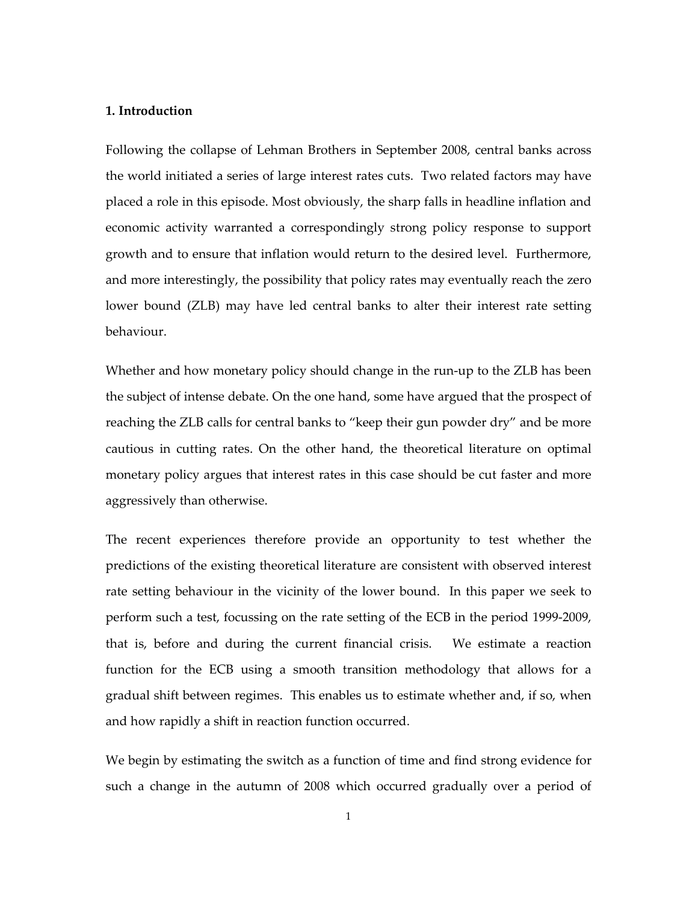# 1. Introduction

Following the collapse of Lehman Brothers in September 2008, central banks across the world initiated a series of large interest rates cuts. Two related factors may have placed a role in this episode. Most obviously, the sharp falls in headline inflation and economic activity warranted a correspondingly strong policy response to support growth and to ensure that inflation would return to the desired level. Furthermore, and more interestingly, the possibility that policy rates may eventually reach the zero lower bound (ZLB) may have led central banks to alter their interest rate setting behaviour.

Whether and how monetary policy should change in the run-up to the ZLB has been the subject of intense debate. On the one hand, some have argued that the prospect of reaching the ZLB calls for central banks to "keep their gun powder dry" and be more cautious in cutting rates. On the other hand, the theoretical literature on optimal monetary policy argues that interest rates in this case should be cut faster and more aggressively than otherwise.

The recent experiences therefore provide an opportunity to test whether the predictions of the existing theoretical literature are consistent with observed interest rate setting behaviour in the vicinity of the lower bound. In this paper we seek to perform such a test, focussing on the rate setting of the ECB in the period 1999-2009, that is, before and during the current financial crisis. We estimate a reaction function for the ECB using a smooth transition methodology that allows for a gradual shift between regimes. This enables us to estimate whether and, if so, when and how rapidly a shift in reaction function occurred.

We begin by estimating the switch as a function of time and find strong evidence for such a change in the autumn of 2008 which occurred gradually over a period of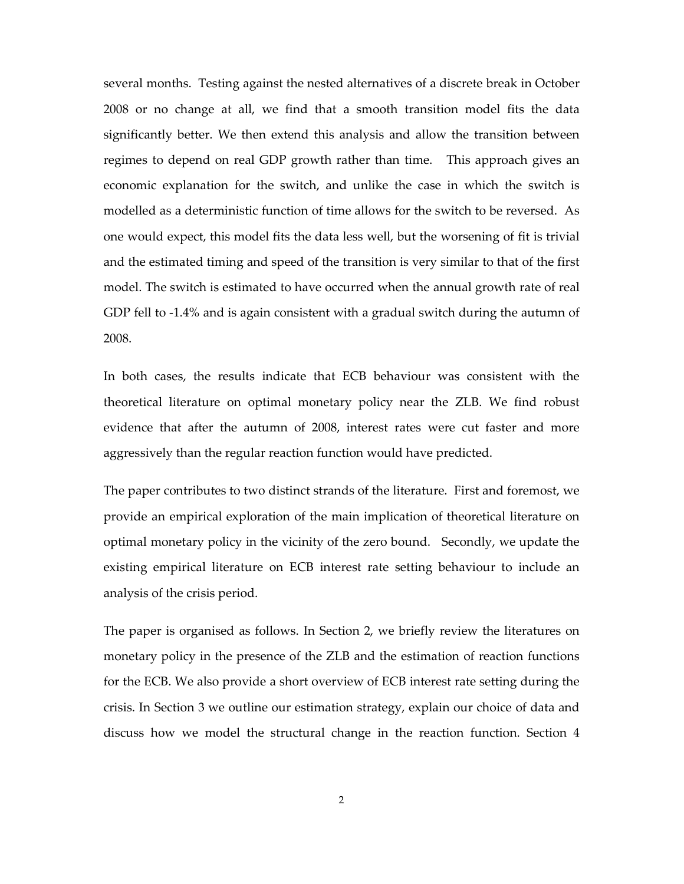several months. Testing against the nested alternatives of a discrete break in October 2008 or no change at all, we find that a smooth transition model fits the data significantly better. We then extend this analysis and allow the transition between regimes to depend on real GDP growth rather than time. This approach gives an economic explanation for the switch, and unlike the case in which the switch is modelled as a deterministic function of time allows for the switch to be reversed. As one would expect, this model fits the data less well, but the worsening of fit is trivial and the estimated timing and speed of the transition is very similar to that of the first model. The switch is estimated to have occurred when the annual growth rate of real GDP fell to -1.4% and is again consistent with a gradual switch during the autumn of 2008.

In both cases, the results indicate that ECB behaviour was consistent with the theoretical literature on optimal monetary policy near the ZLB. We find robust evidence that after the autumn of 2008, interest rates were cut faster and more aggressively than the regular reaction function would have predicted.

The paper contributes to two distinct strands of the literature. First and foremost, we provide an empirical exploration of the main implication of theoretical literature on optimal monetary policy in the vicinity of the zero bound. Secondly, we update the existing empirical literature on ECB interest rate setting behaviour to include an analysis of the crisis period.

The paper is organised as follows. In Section 2, we briefly review the literatures on monetary policy in the presence of the ZLB and the estimation of reaction functions for the ECB. We also provide a short overview of ECB interest rate setting during the crisis. In Section 3 we outline our estimation strategy, explain our choice of data and discuss how we model the structural change in the reaction function. Section 4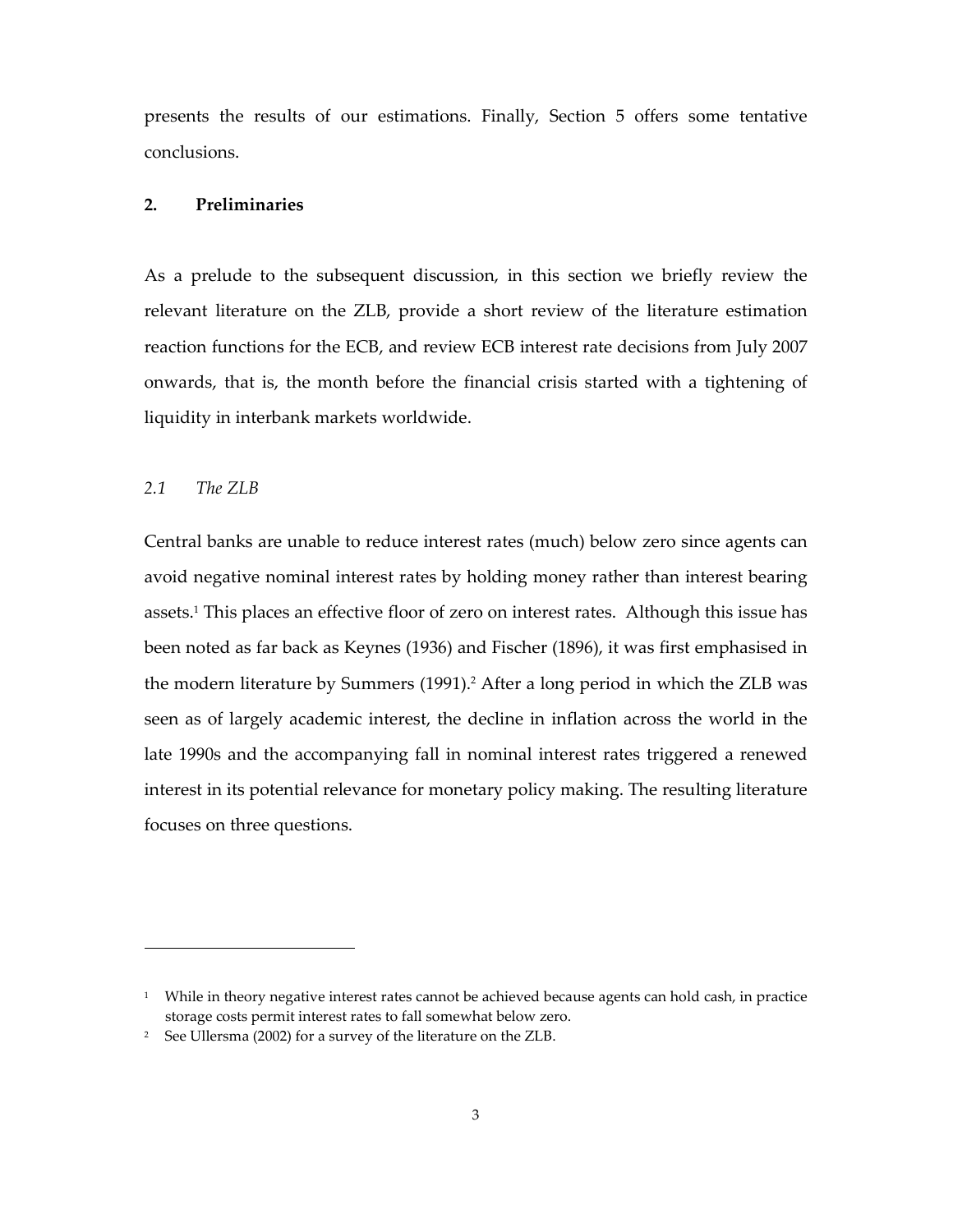presents the results of our estimations. Finally, Section 5 offers some tentative conclusions.

## 2. Preliminaries

As a prelude to the subsequent discussion, in this section we briefly review the relevant literature on the ZLB, provide a short review of the literature estimation reaction functions for the ECB, and review ECB interest rate decisions from July 2007 onwards, that is, the month before the financial crisis started with a tightening of liquidity in interbank markets worldwide.

### *2.1 The ZLB*

Central banks are unable to reduce interest rates (much) below zero since agents can avoid negative nominal interest rates by holding money rather than interest bearing assets.[1] This places an effective floor of zero on interest rates. Although this issue has been noted as far back as Keynes (1936) and Fischer (1896), it was first emphasised in the modern literature by Summers (1991).[2] After a long period in which the ZLB was seen as of largely academic interest, the decline in inflation across the world in the late 1990s and the accompanying fall in nominal interest rates triggered a renewed interest in its potential relevance for monetary policy making. The resulting literature focuses on three questions.

---

[1] While in theory negative interest rates cannot be achieved because agents can hold cash, in practice storage costs permit interest rates to fall somewhat below zero.

[2] See Ullersma (2002) for a survey of the literature on the ZLB.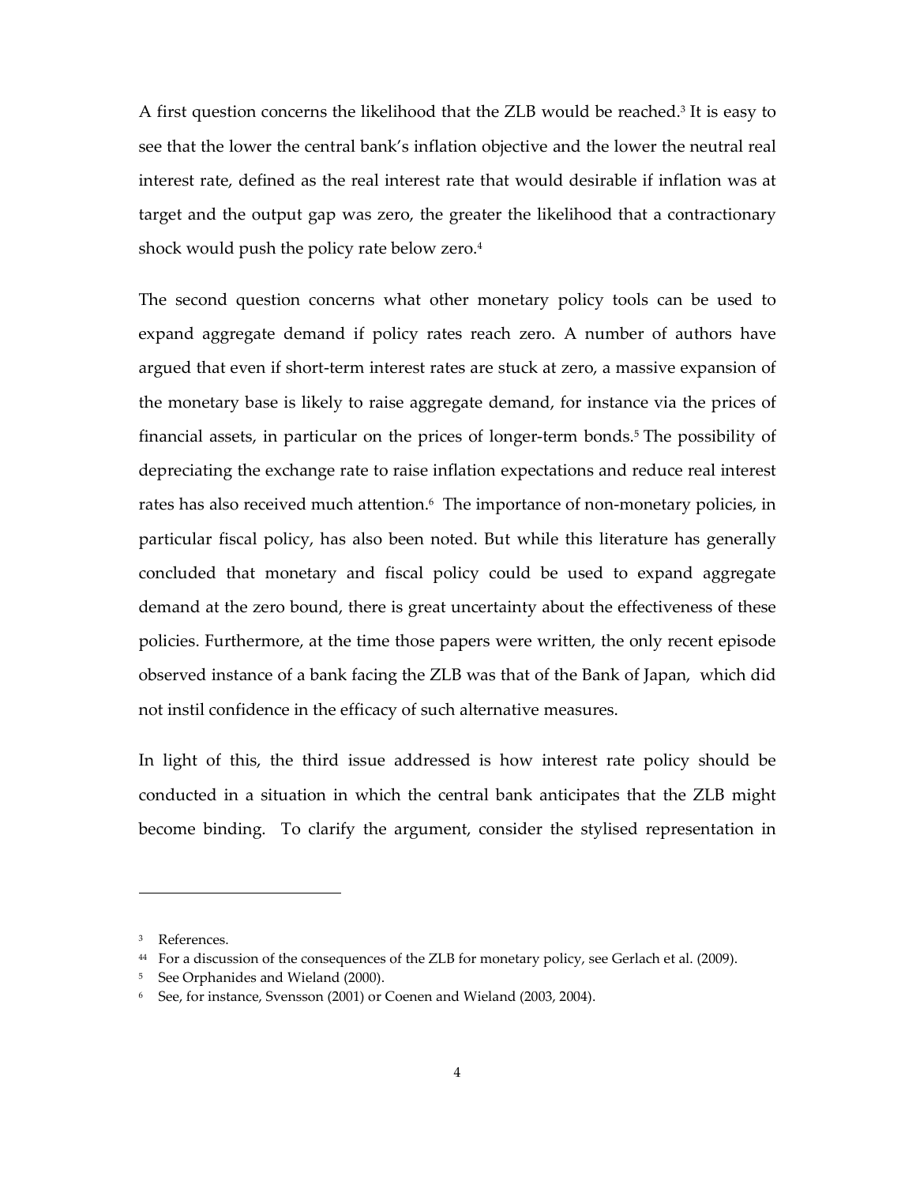A first question concerns the likelihood that the ZLB would be reached.[3] It is easy to see that the lower the central bank's inflation objective and the lower the neutral real interest rate, defined as the real interest rate that would desirable if inflation was at target and the output gap was zero, the greater the likelihood that a contractionary shock would push the policy rate below zero.[4]

The second question concerns what other monetary policy tools can be used to expand aggregate demand if policy rates reach zero. A number of authors have argued that even if short-term interest rates are stuck at zero, a massive expansion of the monetary base is likely to raise aggregate demand, for instance via the prices of financial assets, in particular on the prices of longer-term bonds.[5] The possibility of depreciating the exchange rate to raise inflation expectations and reduce real interest rates has also received much attention.[6] The importance of non-monetary policies, in particular fiscal policy, has also been noted. But while this literature has generally concluded that monetary and fiscal policy could be used to expand aggregate demand at the zero bound, there is great uncertainty about the effectiveness of these policies. Furthermore, at the time those papers were written, the only recent episode observed instance of a bank facing the ZLB was that of the Bank of Japan, which did not instil confidence in the efficacy of such alternative measures.

In light of this, the third issue addressed is how interest rate policy should be conducted in a situation in which the central bank anticipates that the ZLB might become binding. To clarify the argument, consider the stylised representation in

---

[3] References.

[44] For a discussion of the consequences of the ZLB for monetary policy, see Gerlach et al. (2009).

[5] See Orphanides and Wieland (2000).

[6] See, for instance, Svensson (2001) or Coenen and Wieland (2003, 2004).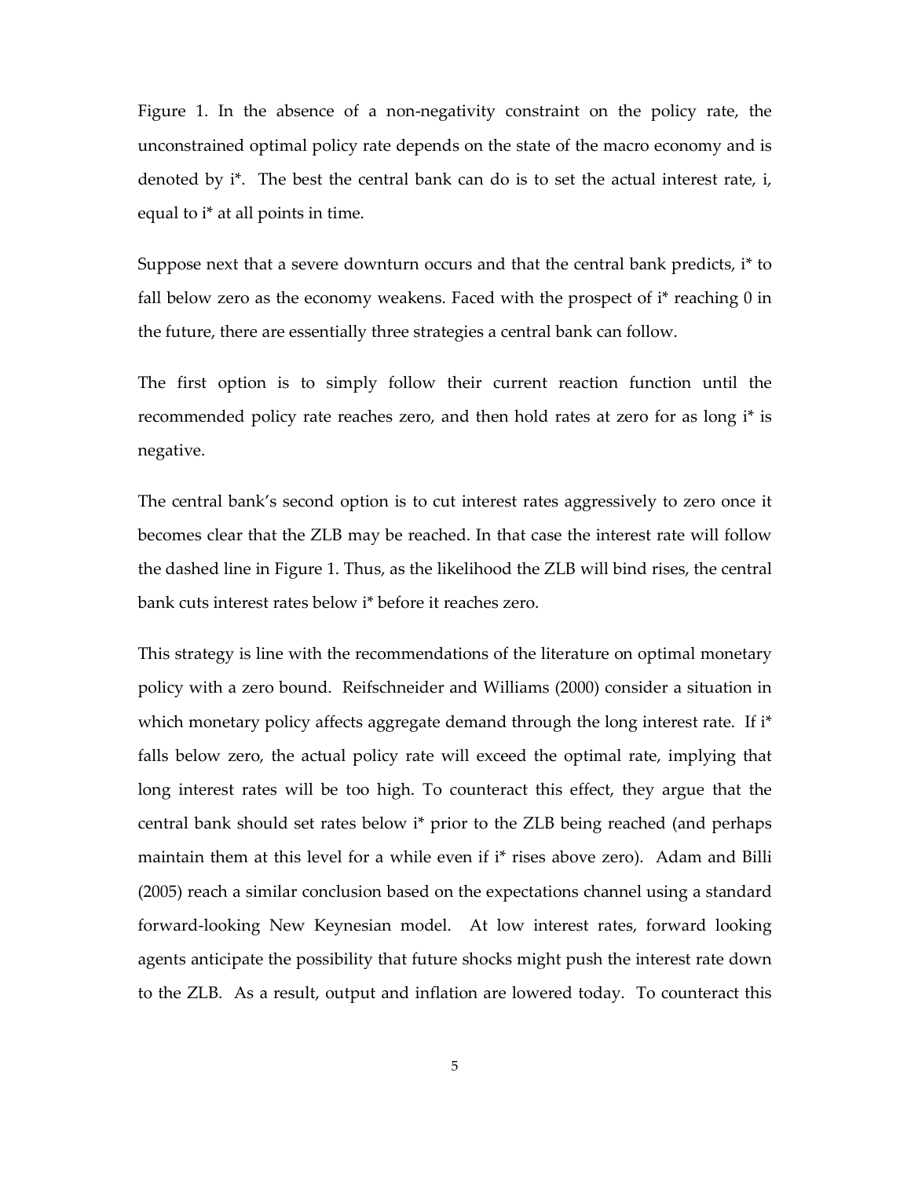Figure 1. In the absence of a non-negativity constraint on the policy rate, the unconstrained optimal policy rate depends on the state of the macro economy and is denoted by i*. The best the central bank can do is to set the actual interest rate, i, equal to i* at all points in time.

Suppose next that a severe downturn occurs and that the central bank predicts, i* to fall below zero as the economy weakens. Faced with the prospect of i* reaching 0 in the future, there are essentially three strategies a central bank can follow.

The first option is to simply follow their current reaction function until the recommended policy rate reaches zero, and then hold rates at zero for as long i* is negative.

The central bank's second option is to cut interest rates aggressively to zero once it becomes clear that the ZLB may be reached. In that case the interest rate will follow the dashed line in Figure 1. Thus, as the likelihood the ZLB will bind rises, the central bank cuts interest rates below i* before it reaches zero.

This strategy is line with the recommendations of the literature on optimal monetary policy with a zero bound. Reifschneider and Williams (2000) consider a situation in which monetary policy affects aggregate demand through the long interest rate. If i* falls below zero, the actual policy rate will exceed the optimal rate, implying that long interest rates will be too high. To counteract this effect, they argue that the central bank should set rates below i* prior to the ZLB being reached (and perhaps maintain them at this level for a while even if i* rises above zero). Adam and Billi (2005) reach a similar conclusion based on the expectations channel using a standard forward-looking New Keynesian model. At low interest rates, forward looking agents anticipate the possibility that future shocks might push the interest rate down to the ZLB. As a result, output and inflation are lowered today. To counteract this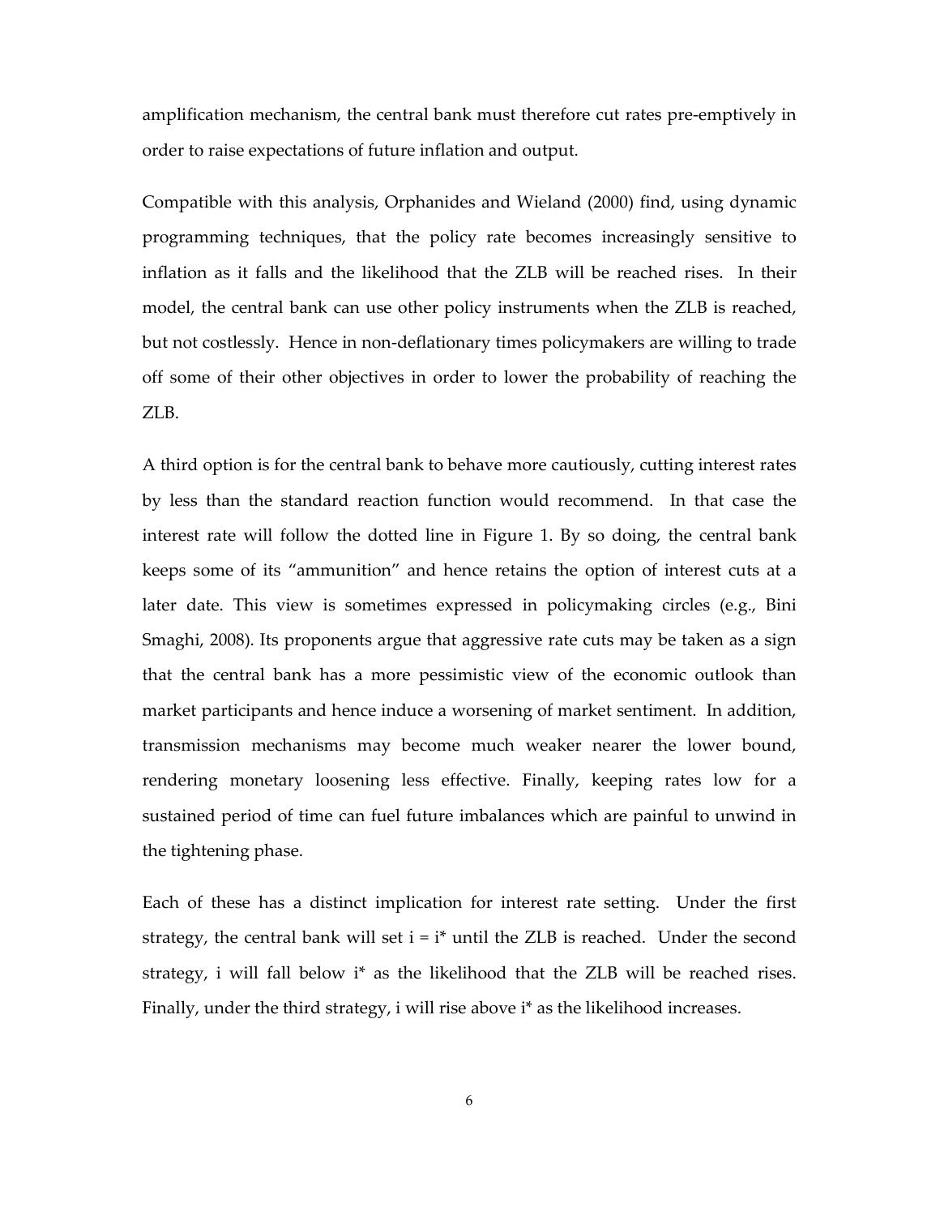amplification mechanism, the central bank must therefore cut rates pre-emptively in order to raise expectations of future inflation and output.

Compatible with this analysis, Orphanides and Wieland (2000) find, using dynamic programming techniques, that the policy rate becomes increasingly sensitive to inflation as it falls and the likelihood that the ZLB will be reached rises. In their model, the central bank can use other policy instruments when the ZLB is reached, but not costlessly. Hence in non-deflationary times policymakers are willing to trade off some of their other objectives in order to lower the probability of reaching the ZLB.

A third option is for the central bank to behave more cautiously, cutting interest rates by less than the standard reaction function would recommend. In that case the interest rate will follow the dotted line in Figure 1. By so doing, the central bank keeps some of its "ammunition" and hence retains the option of interest cuts at a later date. This view is sometimes expressed in policymaking circles (e.g., Bini Smaghi, 2008). Its proponents argue that aggressive rate cuts may be taken as a sign that the central bank has a more pessimistic view of the economic outlook than market participants and hence induce a worsening of market sentiment. In addition, transmission mechanisms may become much weaker nearer the lower bound, rendering monetary loosening less effective. Finally, keeping rates low for a sustained period of time can fuel future imbalances which are painful to unwind in the tightening phase.

Each of these has a distinct implication for interest rate setting. Under the first strategy, the central bank will set $i = i^*$ until the ZLB is reached. Under the second strategy, $i$ will fall below $i^*$ as the likelihood that the ZLB will be reached rises. Finally, under the third strategy, $i$ will rise above $i^*$ as the likelihood increases.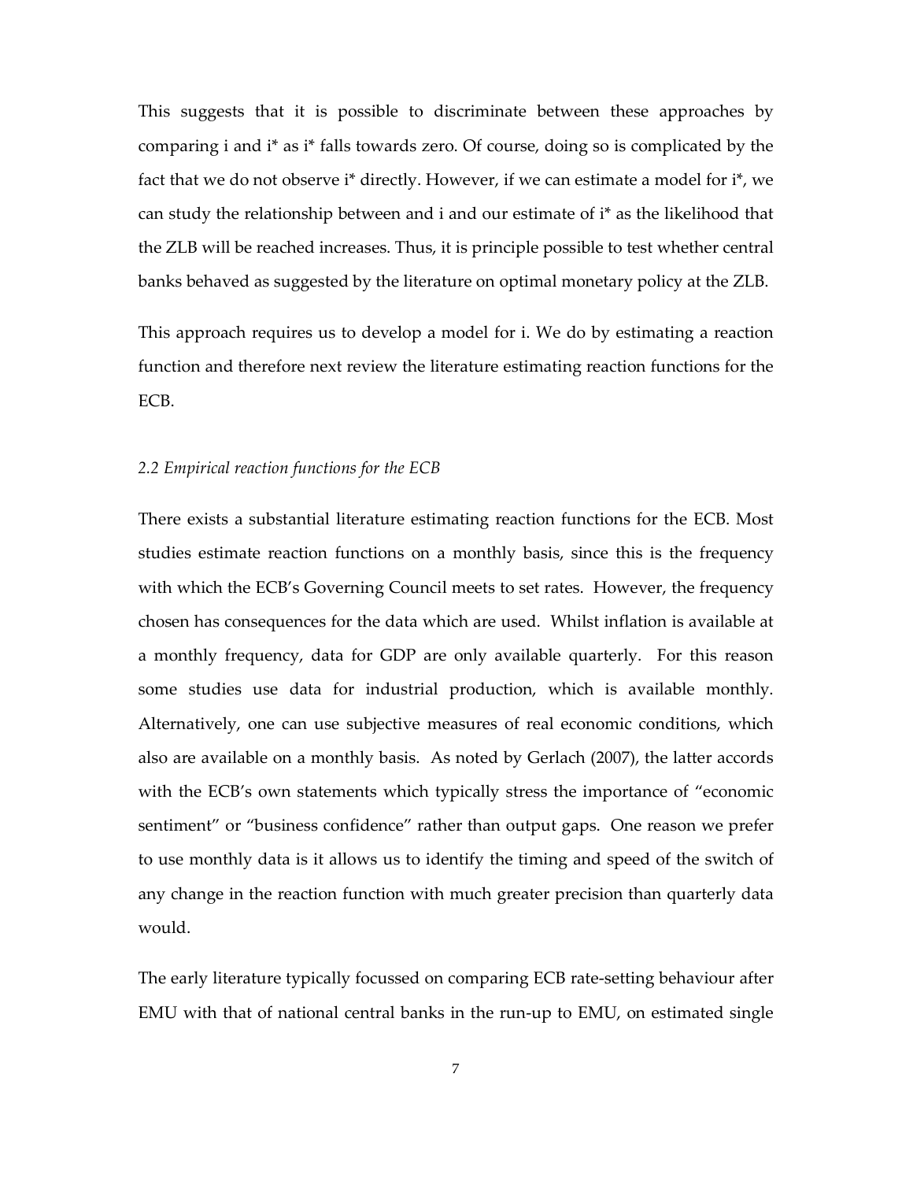This suggests that it is possible to discriminate between these approaches by comparing i and i* as i* falls towards zero. Of course, doing so is complicated by the fact that we do not observe i* directly. However, if we can estimate a model for i*, we can study the relationship between and i and our estimate of i* as the likelihood that the ZLB will be reached increases. Thus, it is principle possible to test whether central banks behaved as suggested by the literature on optimal monetary policy at the ZLB.

This approach requires us to develop a model for i. We do by estimating a reaction function and therefore next review the literature estimating reaction functions for the ECB.

### *2.2 Empirical reaction functions for the ECB*

There exists a substantial literature estimating reaction functions for the ECB. Most studies estimate reaction functions on a monthly basis, since this is the frequency with which the ECB's Governing Council meets to set rates. However, the frequency chosen has consequences for the data which are used. Whilst inflation is available at a monthly frequency, data for GDP are only available quarterly. For this reason some studies use data for industrial production, which is available monthly. Alternatively, one can use subjective measures of real economic conditions, which also are available on a monthly basis. As noted by Gerlach (2007), the latter accords with the ECB's own statements which typically stress the importance of "economic sentiment" or "business confidence" rather than output gaps. One reason we prefer to use monthly data is it allows us to identify the timing and speed of the switch of any change in the reaction function with much greater precision than quarterly data would.

The early literature typically focussed on comparing ECB rate-setting behaviour after EMU with that of national central banks in the run-up to EMU, on estimated single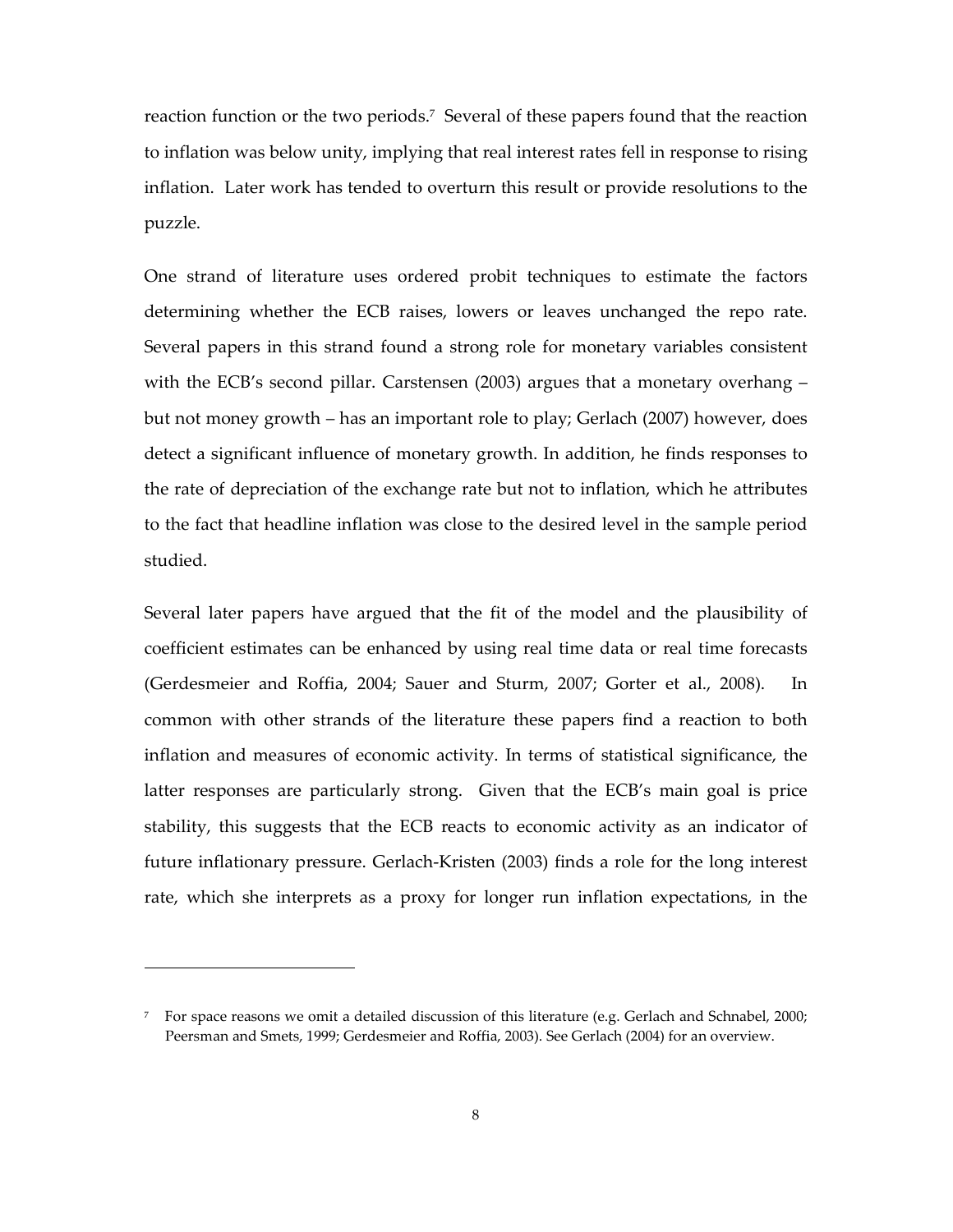reaction function or the two periods.[7] Several of these papers found that the reaction to inflation was below unity, implying that real interest rates fell in response to rising inflation. Later work has tended to overturn this result or provide resolutions to the puzzle.

One strand of literature uses ordered probit techniques to estimate the factors determining whether the ECB raises, lowers or leaves unchanged the repo rate. Several papers in this strand found a strong role for monetary variables consistent with the ECB's second pillar. Carstensen (2003) argues that a monetary overhang – but not money growth – has an important role to play; Gerlach (2007) however, does detect a significant influence of monetary growth. In addition, he finds responses to the rate of depreciation of the exchange rate but not to inflation, which he attributes to the fact that headline inflation was close to the desired level in the sample period studied.

Several later papers have argued that the fit of the model and the plausibility of coefficient estimates can be enhanced by using real time data or real time forecasts (Gerdesmeier and Roffia, 2004; Sauer and Sturm, 2007; Gorter et al., 2008). In common with other strands of the literature these papers find a reaction to both inflation and measures of economic activity. In terms of statistical significance, the latter responses are particularly strong. Given that the ECB's main goal is price stability, this suggests that the ECB reacts to economic activity as an indicator of future inflationary pressure. Gerlach-Kristen (2003) finds a role for the long interest rate, which she interprets as a proxy for longer run inflation expectations, in the

[7] For space reasons we omit a detailed discussion of this literature (e.g. Gerlach and Schnabel, 2000; Peersman and Smets, 1999; Gerdesmeier and Roffia, 2003). See Gerlach (2004) for an overview.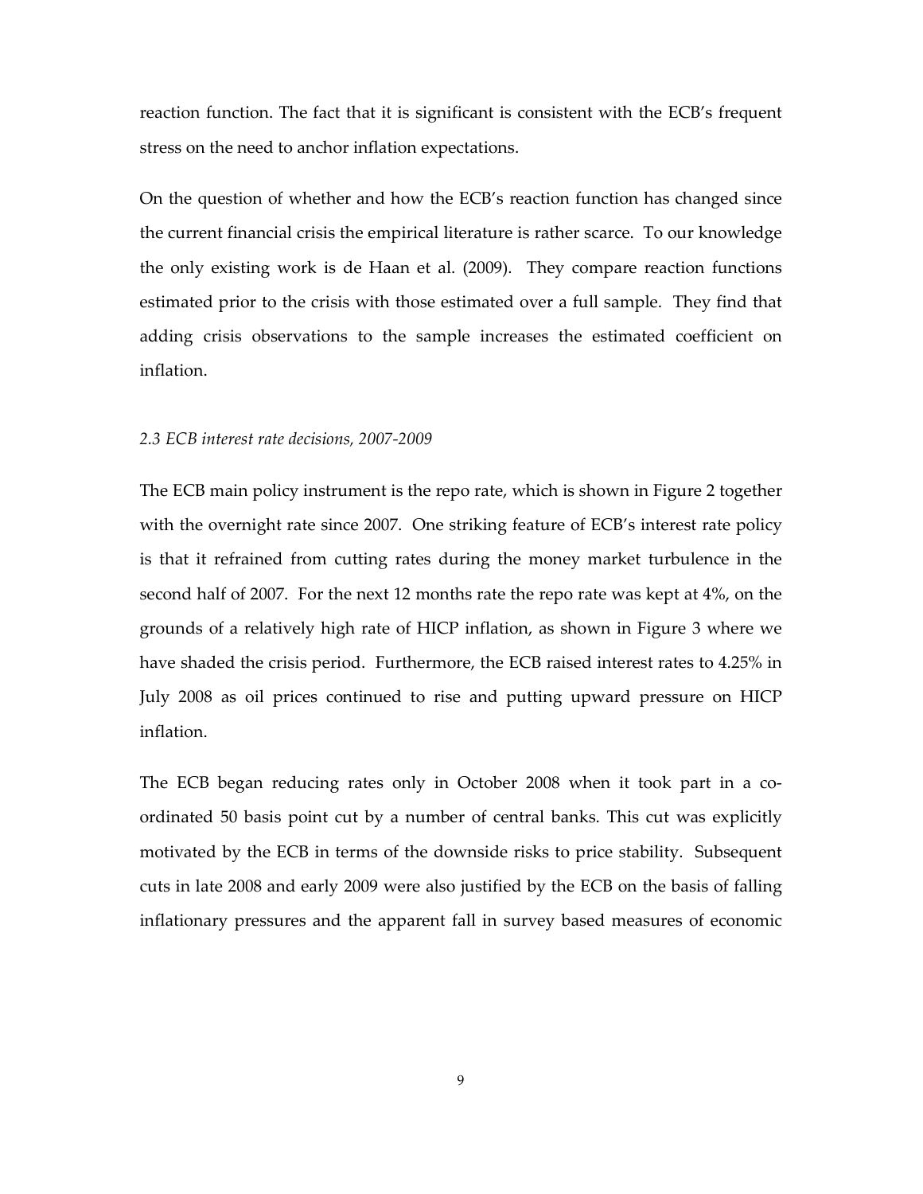reaction function. The fact that it is significant is consistent with the ECB's frequent stress on the need to anchor inflation expectations.

On the question of whether and how the ECB's reaction function has changed since the current financial crisis the empirical literature is rather scarce. To our knowledge the only existing work is de Haan et al. (2009). They compare reaction functions estimated prior to the crisis with those estimated over a full sample. They find that adding crisis observations to the sample increases the estimated coefficient on inflation.

### *2.3 ECB interest rate decisions, 2007-2009*

The ECB main policy instrument is the repo rate, which is shown in Figure 2 together with the overnight rate since 2007. One striking feature of ECB's interest rate policy is that it refrained from cutting rates during the money market turbulence in the second half of 2007. For the next 12 months rate the repo rate was kept at 4%, on the grounds of a relatively high rate of HICP inflation, as shown in Figure 3 where we have shaded the crisis period. Furthermore, the ECB raised interest rates to 4.25% in July 2008 as oil prices continued to rise and putting upward pressure on HICP inflation.

The ECB began reducing rates only in October 2008 when it took part in a co-ordinated 50 basis point cut by a number of central banks. This cut was explicitly motivated by the ECB in terms of the downside risks to price stability. Subsequent cuts in late 2008 and early 2009 were also justified by the ECB on the basis of falling inflationary pressures and the apparent fall in survey based measures of economic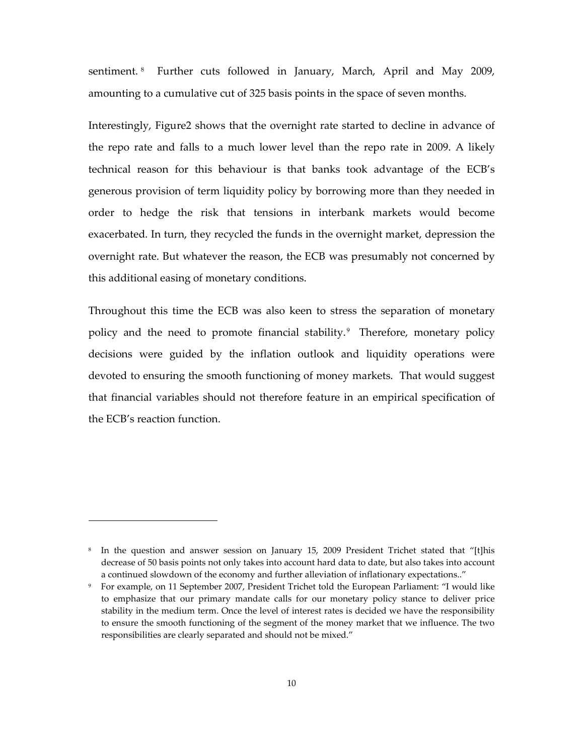sentiment.[8] Further cuts followed in January, March, April and May 2009, amounting to a cumulative cut of 325 basis points in the space of seven months.

Interestingly, Figure2 shows that the overnight rate started to decline in advance of the repo rate and falls to a much lower level than the repo rate in 2009. A likely technical reason for this behaviour is that banks took advantage of the ECB's generous provision of term liquidity policy by borrowing more than they needed in order to hedge the risk that tensions in interbank markets would become exacerbated. In turn, they recycled the funds in the overnight market, depression the overnight rate. But whatever the reason, the ECB was presumably not concerned by this additional easing of monetary conditions.

Throughout this time the ECB was also keen to stress the separation of monetary policy and the need to promote financial stability.[9] Therefore, monetary policy decisions were guided by the inflation outlook and liquidity operations were devoted to ensuring the smooth functioning of money markets. That would suggest that financial variables should not therefore feature in an empirical specification of the ECB's reaction function.

---

[8] In the question and answer session on January 15, 2009 President Trichet stated that "[t]his decrease of 50 basis points not only takes into account hard data to date, but also takes into account a continued slowdown of the economy and further alleviation of inflationary expectations.."

[9] For example, on 11 September 2007, President Trichet told the European Parliament: "I would like to emphasize that our primary mandate calls for our monetary policy stance to deliver price stability in the medium term. Once the level of interest rates is decided we have the responsibility to ensure the smooth functioning of the segment of the money market that we influence. The two responsibilities are clearly separated and should not be mixed."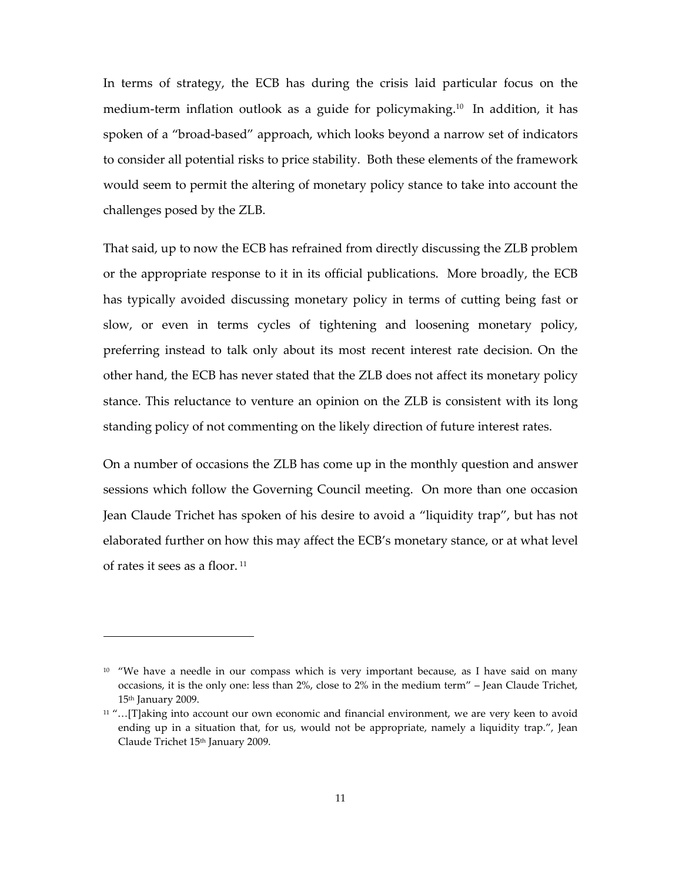In terms of strategy, the ECB has during the crisis laid particular focus on the medium-term inflation outlook as a guide for policymaking.[10] In addition, it has spoken of a "broad-based" approach, which looks beyond a narrow set of indicators to consider all potential risks to price stability. Both these elements of the framework would seem to permit the altering of monetary policy stance to take into account the challenges posed by the ZLB.

That said, up to now the ECB has refrained from directly discussing the ZLB problem or the appropriate response to it in its official publications. More broadly, the ECB has typically avoided discussing monetary policy in terms of cutting being fast or slow, or even in terms cycles of tightening and loosening monetary policy, preferring instead to talk only about its most recent interest rate decision. On the other hand, the ECB has never stated that the ZLB does not affect its monetary policy stance. This reluctance to venture an opinion on the ZLB is consistent with its long standing policy of not commenting on the likely direction of future interest rates.

On a number of occasions the ZLB has come up in the monthly question and answer sessions which follow the Governing Council meeting. On more than one occasion Jean Claude Trichet has spoken of his desire to avoid a "liquidity trap", but has not elaborated further on how this may affect the ECB's monetary stance, or at what level of rates it sees as a floor.[11]

---

[10] "We have a needle in our compass which is very important because, as I have said on many occasions, it is the only one: less than 2%, close to 2% in the medium term" – Jean Claude Trichet, 15th January 2009.

[11] "…[T]aking into account our own economic and financial environment, we are very keen to avoid ending up in a situation that, for us, would not be appropriate, namely a liquidity trap.", Jean Claude Trichet 15th January 2009.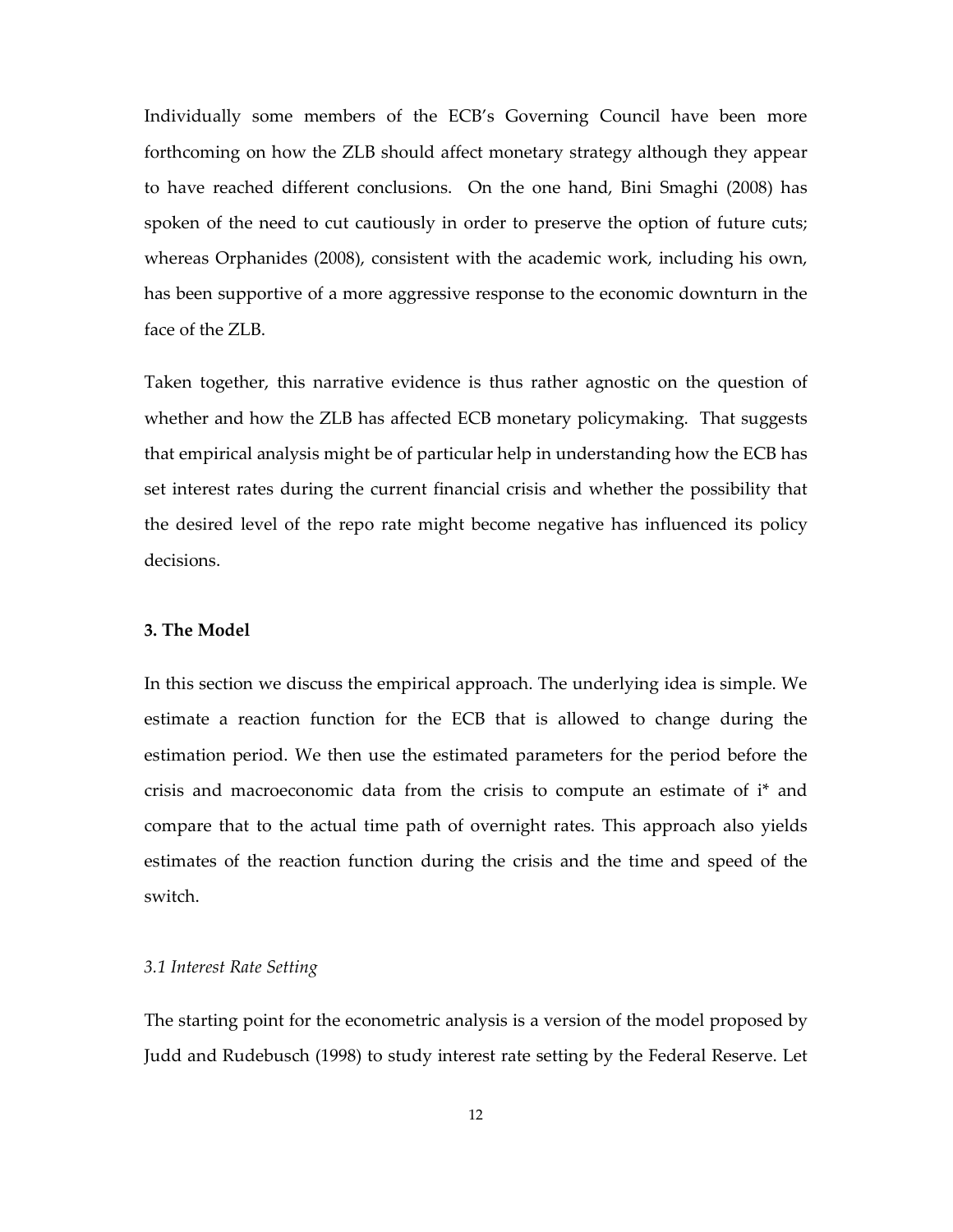Individually some members of the ECB's Governing Council have been more forthcoming on how the ZLB should affect monetary strategy although they appear to have reached different conclusions. On the one hand, Bini Smaghi (2008) has spoken of the need to cut cautiously in order to preserve the option of future cuts; whereas Orphanides (2008), consistent with the academic work, including his own, has been supportive of a more aggressive response to the economic downturn in the face of the ZLB.

Taken together, this narrative evidence is thus rather agnostic on the question of whether and how the ZLB has affected ECB monetary policymaking. That suggests that empirical analysis might be of particular help in understanding how the ECB has set interest rates during the current financial crisis and whether the possibility that the desired level of the repo rate might become negative has influenced its policy decisions.

## 3. The Model

In this section we discuss the empirical approach. The underlying idea is simple. We estimate a reaction function for the ECB that is allowed to change during the estimation period. We then use the estimated parameters for the period before the crisis and macroeconomic data from the crisis to compute an estimate of $i^*$ and compare that to the actual time path of overnight rates. This approach also yields estimates of the reaction function during the crisis and the time and speed of the switch.

### *3.1 Interest Rate Setting*

The starting point for the econometric analysis is a version of the model proposed by Judd and Rudebusch (1998) to study interest rate setting by the Federal Reserve. Let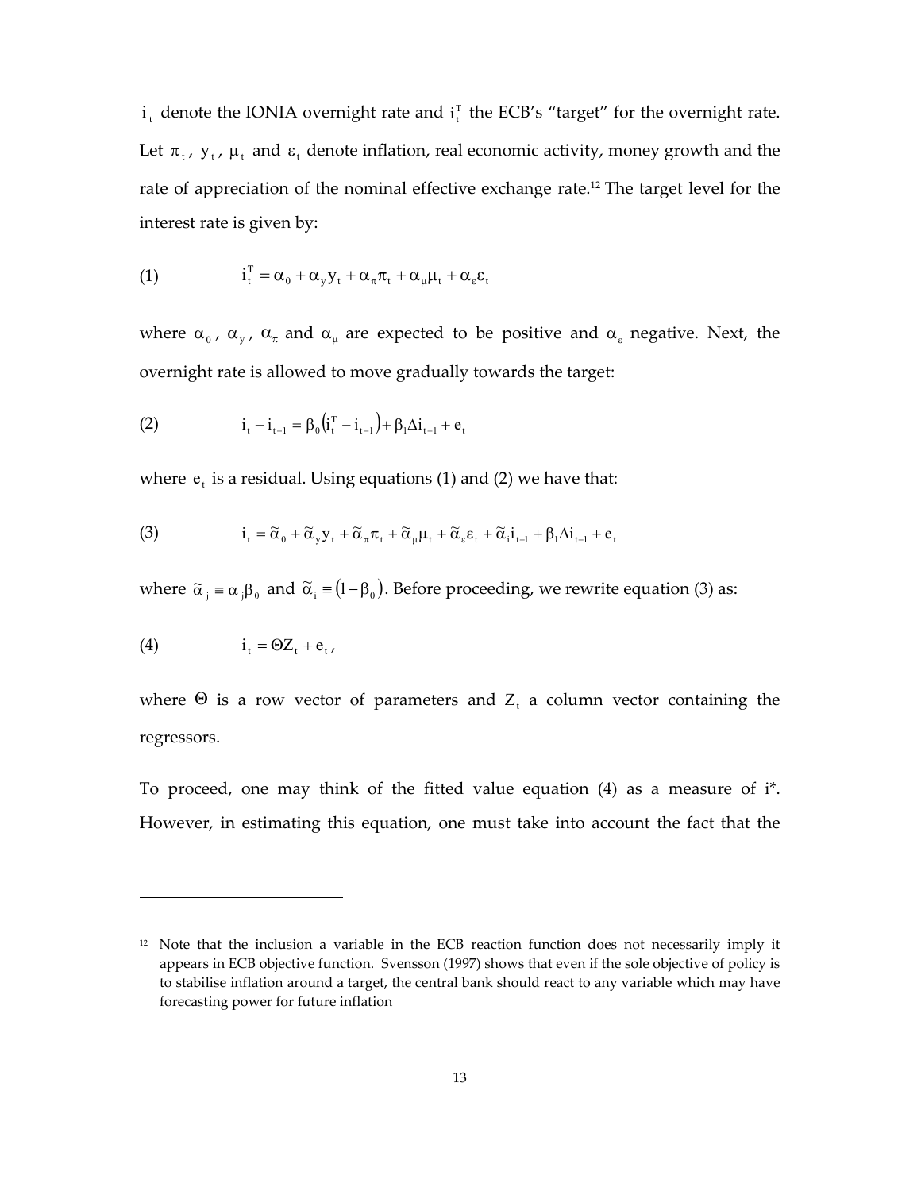$i_t$ denote the IONIA overnight rate and $i_t^T$ the ECB's "target" for the overnight rate. Let $\pi_t$, $y_t$, $\mu_t$ and $\varepsilon_t$ denote inflation, real economic activity, money growth and the rate of appreciation of the nominal effective exchange rate.[12] The target level for the interest rate is given by:

$$(1) \qquad i_t^T = \alpha_0 + \alpha_y y_t + \alpha_\pi \pi_t + \alpha_\mu \mu_t + \alpha_\varepsilon \varepsilon_t$$

where $\alpha_0$, $\alpha_y$, $\alpha_\pi$ and $\alpha_\mu$ are expected to be positive and $\alpha_\varepsilon$ negative. Next, the overnight rate is allowed to move gradually towards the target:

$$(2) \qquad i_t - i_{t-1} = \beta_0 \left(i_t^T - i_{t-1}\right) + \beta_1 \Delta i_{t-1} + e_t$$

where $e_t$ is a residual. Using equations (1) and (2) we have that:

$$(3) \qquad i_t = \tilde{\alpha}_0 + \tilde{\alpha}_y y_t + \tilde{\alpha}_\pi \pi_t + \tilde{\alpha}_\mu \mu_t + \tilde{\alpha}_\varepsilon \varepsilon_t + \tilde{\alpha}_i i_{t-1} + \beta_1 \Delta i_{t-1} + e_t$$

where $\tilde{\alpha}_j \equiv \alpha_j \beta_0$ and $\tilde{\alpha}_i \equiv (1 - \beta_0)$. Before proceeding, we rewrite equation (3) as:

$$(4) \qquad i_t = \Theta Z_t + e_t,$$

where $\Theta$ is a row vector of parameters and $Z_t$ a column vector containing the regressors.

To proceed, one may think of the fitted value equation (4) as a measure of i*. However, in estimating this equation, one must take into account the fact that the

---

[12] Note that the inclusion a variable in the ECB reaction function does not necessarily imply it appears in ECB objective function. Svensson (1997) shows that even if the sole objective of policy is to stabilise inflation around a target, the central bank should react to any variable which may have forecasting power for future inflation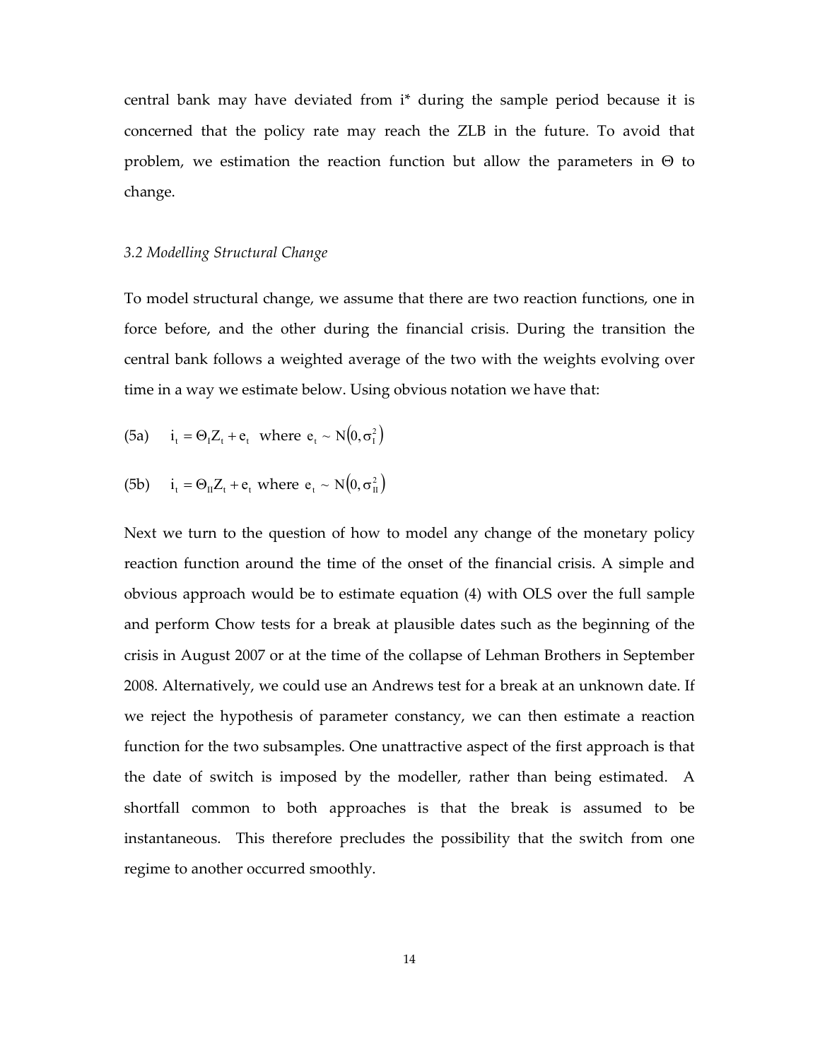central bank may have deviated from i* during the sample period because it is concerned that the policy rate may reach the ZLB in the future. To avoid that problem, we estimation the reaction function but allow the parameters in $\Theta$ to change.

### *3.2 Modelling Structural Change*

To model structural change, we assume that there are two reaction functions, one in force before, and the other during the financial crisis. During the transition the central bank follows a weighted average of the two with the weights evolving over time in a way we estimate below. Using obvious notation we have that:

(5a) $\quad i_t = \Theta_I Z_t + e_t \;$ where $\; e_t \sim N(0, \sigma_I^2)$

(5b) $\quad i_t = \Theta_{II} Z_t + e_t \;$ where $\; e_t \sim N(0, \sigma_{II}^2)$

Next we turn to the question of how to model any change of the monetary policy reaction function around the time of the onset of the financial crisis. A simple and obvious approach would be to estimate equation (4) with OLS over the full sample and perform Chow tests for a break at plausible dates such as the beginning of the crisis in August 2007 or at the time of the collapse of Lehman Brothers in September 2008. Alternatively, we could use an Andrews test for a break at an unknown date. If we reject the hypothesis of parameter constancy, we can then estimate a reaction function for the two subsamples. One unattractive aspect of the first approach is that the date of switch is imposed by the modeller, rather than being estimated. A shortfall common to both approaches is that the break is assumed to be instantaneous. This therefore precludes the possibility that the switch from one regime to another occurred smoothly.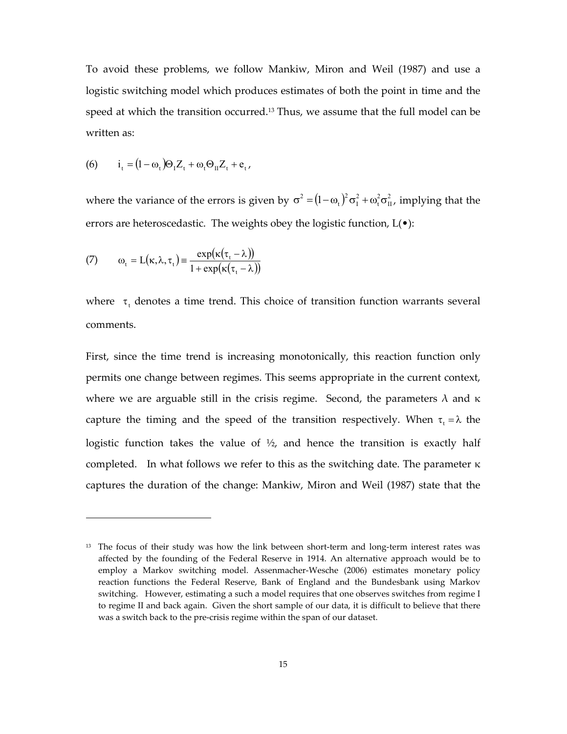To avoid these problems, we follow Mankiw, Miron and Weil (1987) and use a logistic switching model which produces estimates of both the point in time and the speed at which the transition occurred.[13] Thus, we assume that the full model can be written as:

$$\text{(6)} \qquad i_t = (1-\omega_t)\Theta_I Z_t + \omega_t \Theta_{II} Z_t + e_t,$$

where the variance of the errors is given by $\sigma^2 = (1-\omega_t)^2 \sigma_I^2 + \omega_t^2 \sigma_{II}^2$, implying that the errors are heteroscedastic. The weights obey the logistic function, $L(\bullet)$:

$$\text{(7)} \qquad \omega_t = L(\kappa, \lambda, \tau_t) \equiv \frac{\exp(\kappa(\tau_t - \lambda))}{1+\exp(\kappa(\tau_t - \lambda))}$$

where $\tau_t$ denotes a time trend. This choice of transition function warrants several comments.

First, since the time trend is increasing monotonically, this reaction function only permits one change between regimes. This seems appropriate in the current context, where we are arguable still in the crisis regime. Second, the parameters $\lambda$ and $\kappa$ capture the timing and the speed of the transition respectively. When $\tau_t = \lambda$ the logistic function takes the value of ½, and hence the transition is exactly half completed. In what follows we refer to this as the switching date. The parameter $\kappa$ captures the duration of the change: Mankiw, Miron and Weil (1987) state that the

[13] The focus of their study was how the link between short-term and long-term interest rates was affected by the founding of the Federal Reserve in 1914. An alternative approach would be to employ a Markov switching model. Assenmacher-Wesche (2006) estimates monetary policy reaction functions the Federal Reserve, Bank of England and the Bundesbank using Markov switching. However, estimating a such a model requires that one observes switches from regime I to regime II and back again. Given the short sample of our data, it is difficult to believe that there was a switch back to the pre-crisis regime within the span of our dataset.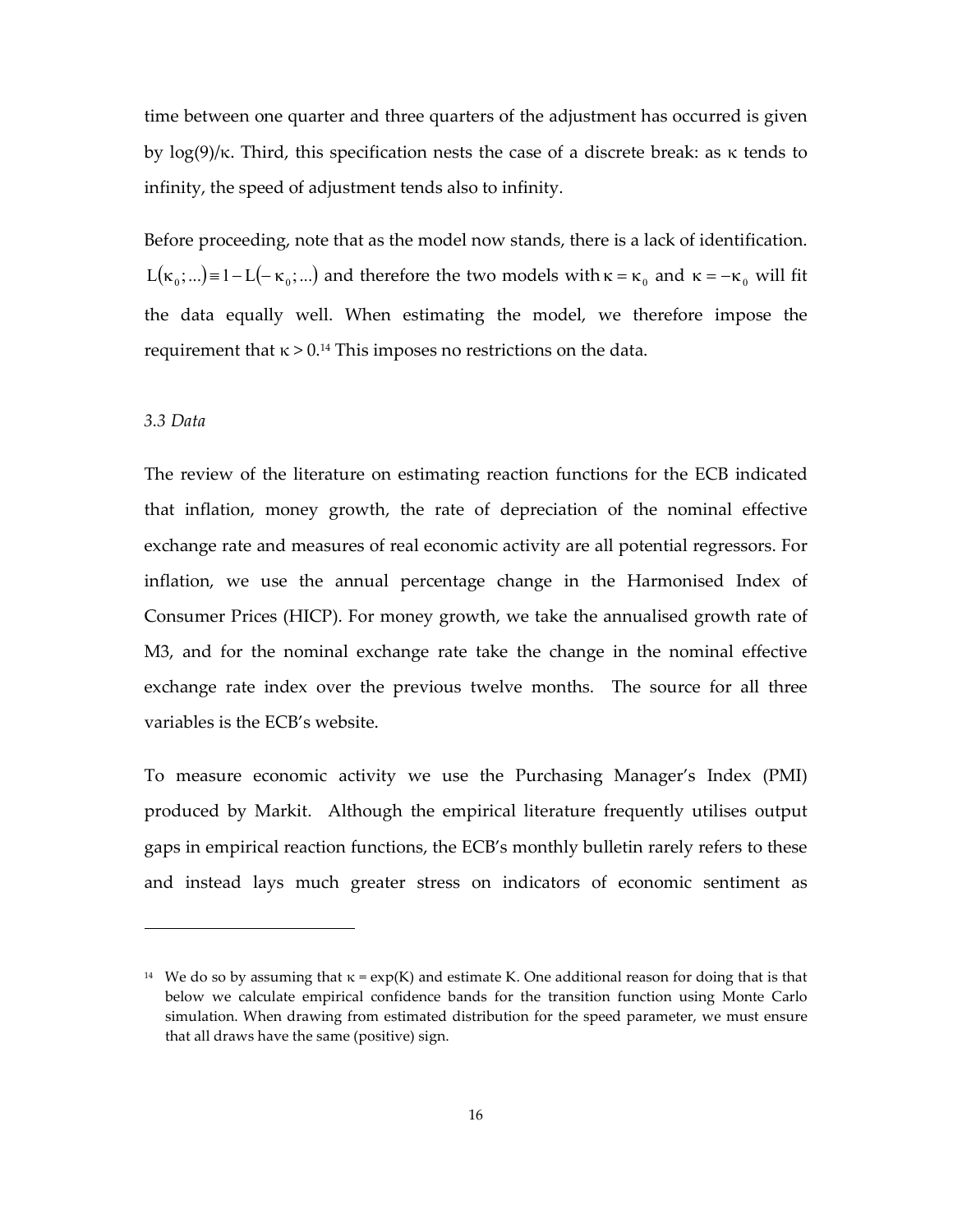time between one quarter and three quarters of the adjustment has occurred is given by log(9)/κ. Third, this specification nests the case of a discrete break: as κ tends to infinity, the speed of adjustment tends also to infinity.

Before proceeding, note that as the model now stands, there is a lack of identification. $L(\kappa_0;...) \equiv 1 - L(-\kappa_0;...)$ and therefore the two models with $\kappa = \kappa_0$ and $\kappa = -\kappa_0$ will fit the data equally well. When estimating the model, we therefore impose the requirement that $\kappa > 0$.[14] This imposes no restrictions on the data.

*3.3 Data*

The review of the literature on estimating reaction functions for the ECB indicated that inflation, money growth, the rate of depreciation of the nominal effective exchange rate and measures of real economic activity are all potential regressors. For inflation, we use the annual percentage change in the Harmonised Index of Consumer Prices (HICP). For money growth, we take the annualised growth rate of M3, and for the nominal exchange rate take the change in the nominal effective exchange rate index over the previous twelve months. The source for all three variables is the ECB's website.

To measure economic activity we use the Purchasing Manager's Index (PMI) produced by Markit. Although the empirical literature frequently utilises output gaps in empirical reaction functions, the ECB's monthly bulletin rarely refers to these and instead lays much greater stress on indicators of economic sentiment as

---

[14] We do so by assuming that $\kappa = \exp(K)$ and estimate K. One additional reason for doing that is that below we calculate empirical confidence bands for the transition function using Monte Carlo simulation. When drawing from estimated distribution for the speed parameter, we must ensure that all draws have the same (positive) sign.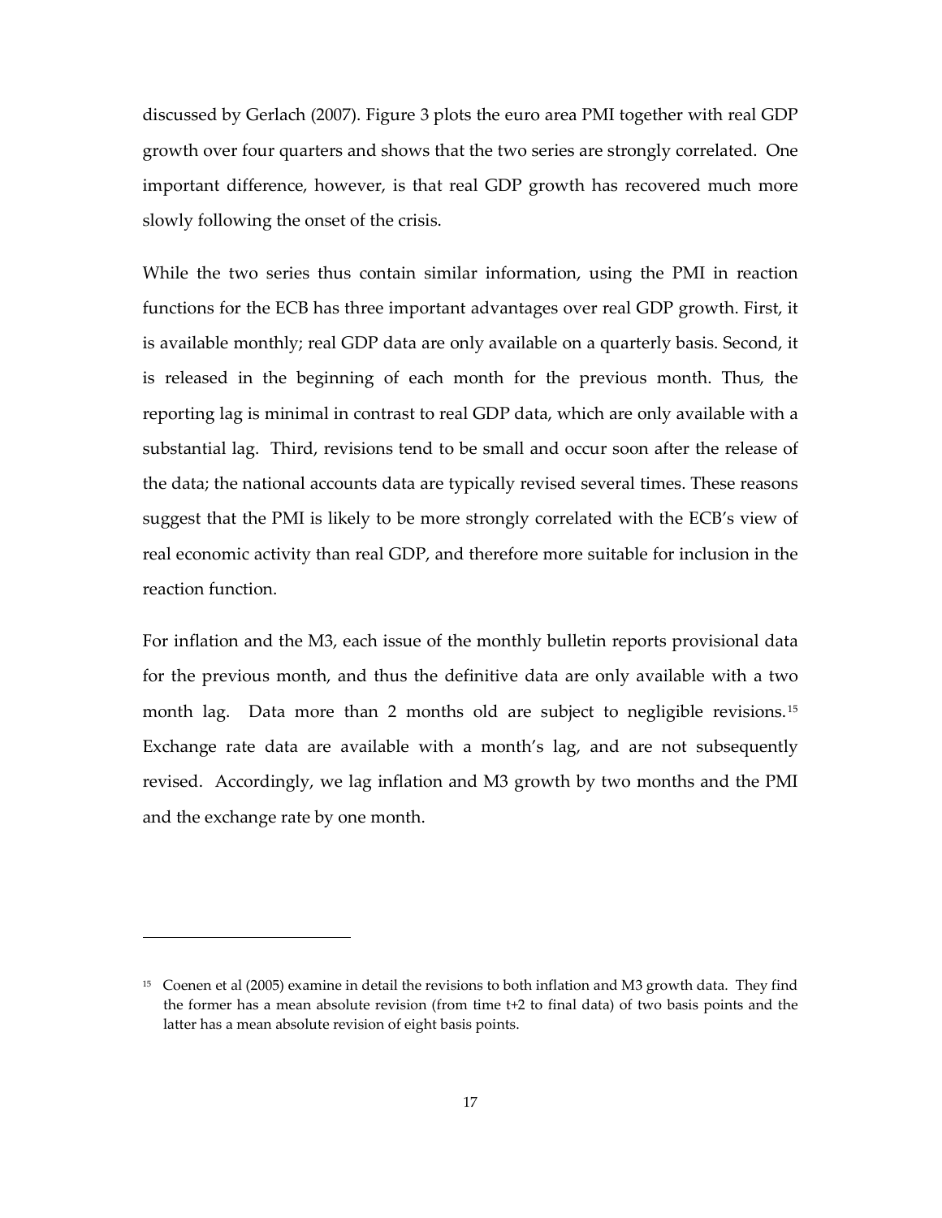discussed by Gerlach (2007). Figure 3 plots the euro area PMI together with real GDP growth over four quarters and shows that the two series are strongly correlated. One important difference, however, is that real GDP growth has recovered much more slowly following the onset of the crisis.

While the two series thus contain similar information, using the PMI in reaction functions for the ECB has three important advantages over real GDP growth. First, it is available monthly; real GDP data are only available on a quarterly basis. Second, it is released in the beginning of each month for the previous month. Thus, the reporting lag is minimal in contrast to real GDP data, which are only available with a substantial lag. Third, revisions tend to be small and occur soon after the release of the data; the national accounts data are typically revised several times. These reasons suggest that the PMI is likely to be more strongly correlated with the ECB's view of real economic activity than real GDP, and therefore more suitable for inclusion in the reaction function.

For inflation and the M3, each issue of the monthly bulletin reports provisional data for the previous month, and thus the definitive data are only available with a two month lag. Data more than 2 months old are subject to negligible revisions.[15] Exchange rate data are available with a month's lag, and are not subsequently revised. Accordingly, we lag inflation and M3 growth by two months and the PMI and the exchange rate by one month.

---

[15] Coenen et al (2005) examine in detail the revisions to both inflation and M3 growth data. They find the former has a mean absolute revision (from time t+2 to final data) of two basis points and the latter has a mean absolute revision of eight basis points.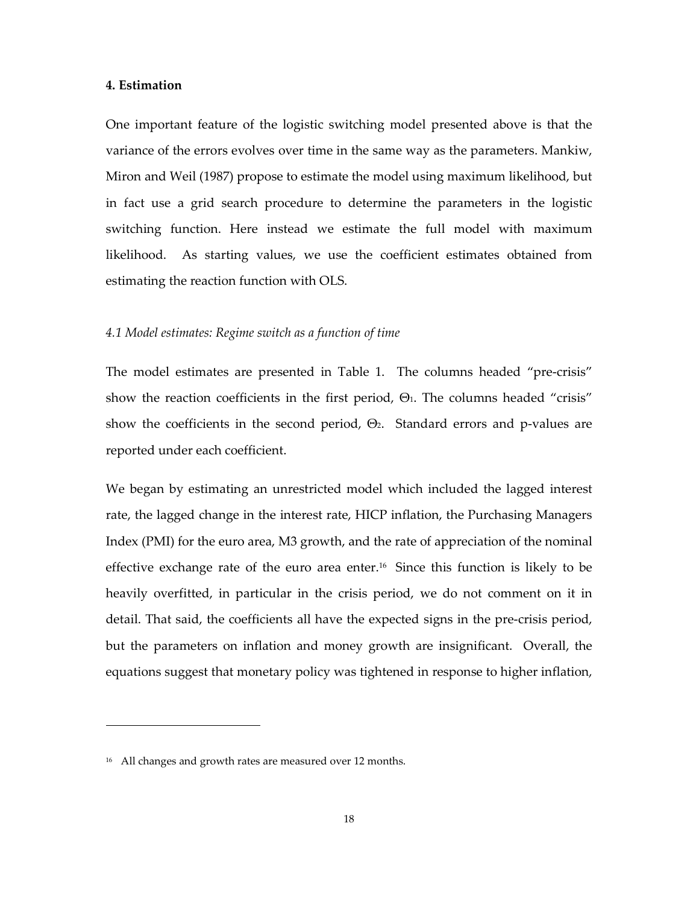## 4. Estimation

One important feature of the logistic switching model presented above is that the variance of the errors evolves over time in the same way as the parameters. Mankiw, Miron and Weil (1987) propose to estimate the model using maximum likelihood, but in fact use a grid search procedure to determine the parameters in the logistic switching function. Here instead we estimate the full model with maximum likelihood. As starting values, we use the coefficient estimates obtained from estimating the reaction function with OLS.

### *4.1 Model estimates: Regime switch as a function of time*

The model estimates are presented in Table 1. The columns headed "pre-crisis" show the reaction coefficients in the first period, $\Theta_1$. The columns headed "crisis" show the coefficients in the second period, $\Theta_2$. Standard errors and p-values are reported under each coefficient.

We began by estimating an unrestricted model which included the lagged interest rate, the lagged change in the interest rate, HICP inflation, the Purchasing Managers Index (PMI) for the euro area, M3 growth, and the rate of appreciation of the nominal effective exchange rate of the euro area enter.[16] Since this function is likely to be heavily overfitted, in particular in the crisis period, we do not comment on it in detail. That said, the coefficients all have the expected signs in the pre-crisis period, but the parameters on inflation and money growth are insignificant. Overall, the equations suggest that monetary policy was tightened in response to higher inflation,

---

[16] All changes and growth rates are measured over 12 months.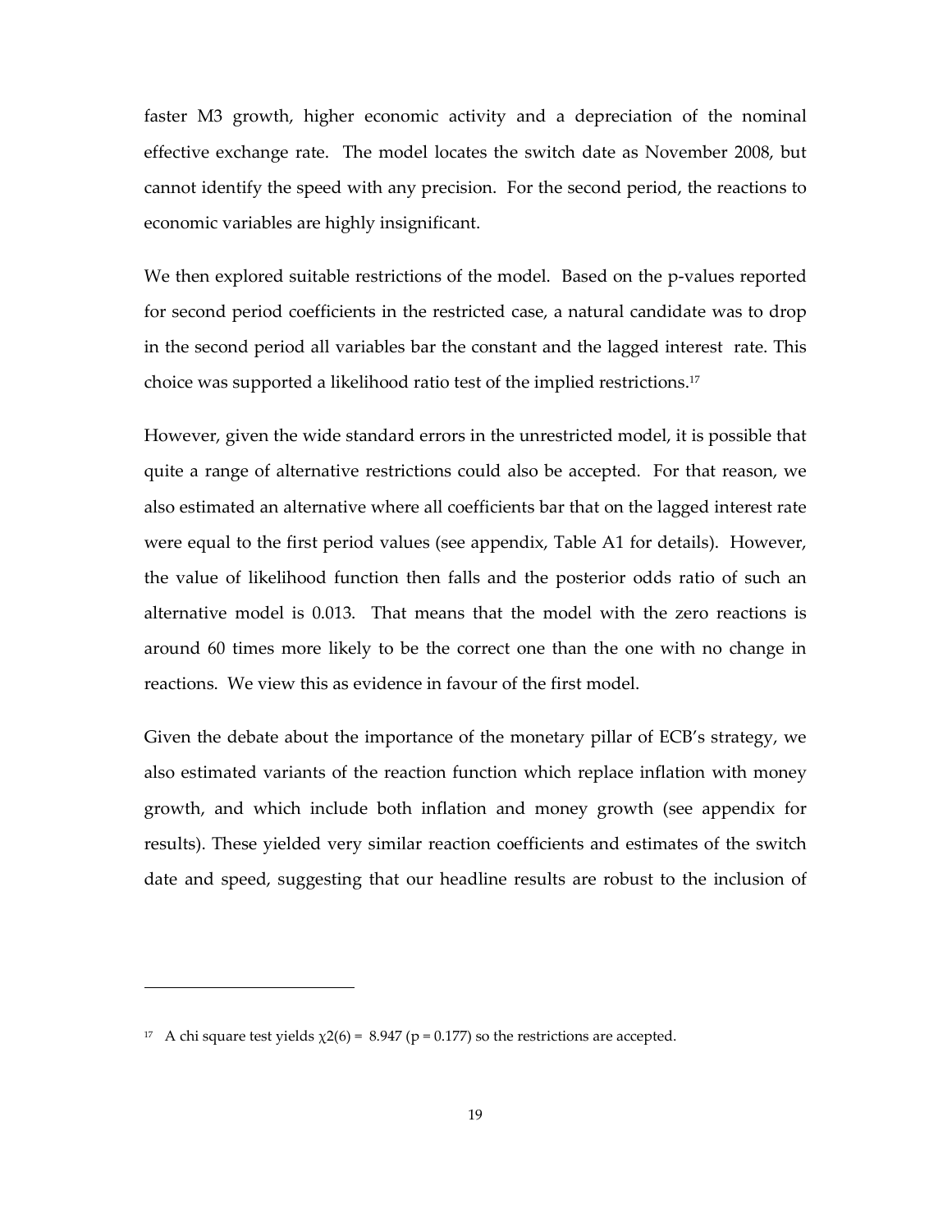faster M3 growth, higher economic activity and a depreciation of the nominal effective exchange rate. The model locates the switch date as November 2008, but cannot identify the speed with any precision. For the second period, the reactions to economic variables are highly insignificant.

We then explored suitable restrictions of the model. Based on the p-values reported for second period coefficients in the restricted case, a natural candidate was to drop in the second period all variables bar the constant and the lagged interest rate. This choice was supported a likelihood ratio test of the implied restrictions.[17]

However, given the wide standard errors in the unrestricted model, it is possible that quite a range of alternative restrictions could also be accepted. For that reason, we also estimated an alternative where all coefficients bar that on the lagged interest rate were equal to the first period values (see appendix, Table A1 for details). However, the value of likelihood function then falls and the posterior odds ratio of such an alternative model is 0.013. That means that the model with the zero reactions is around 60 times more likely to be the correct one than the one with no change in reactions. We view this as evidence in favour of the first model.

Given the debate about the importance of the monetary pillar of ECB's strategy, we also estimated variants of the reaction function which replace inflation with money growth, and which include both inflation and money growth (see appendix for results). These yielded very similar reaction coefficients and estimates of the switch date and speed, suggesting that our headline results are robust to the inclusion of

---

[17] A chi square test yields $\chi2(6) = 8.947$ ($p = 0.177$) so the restrictions are accepted.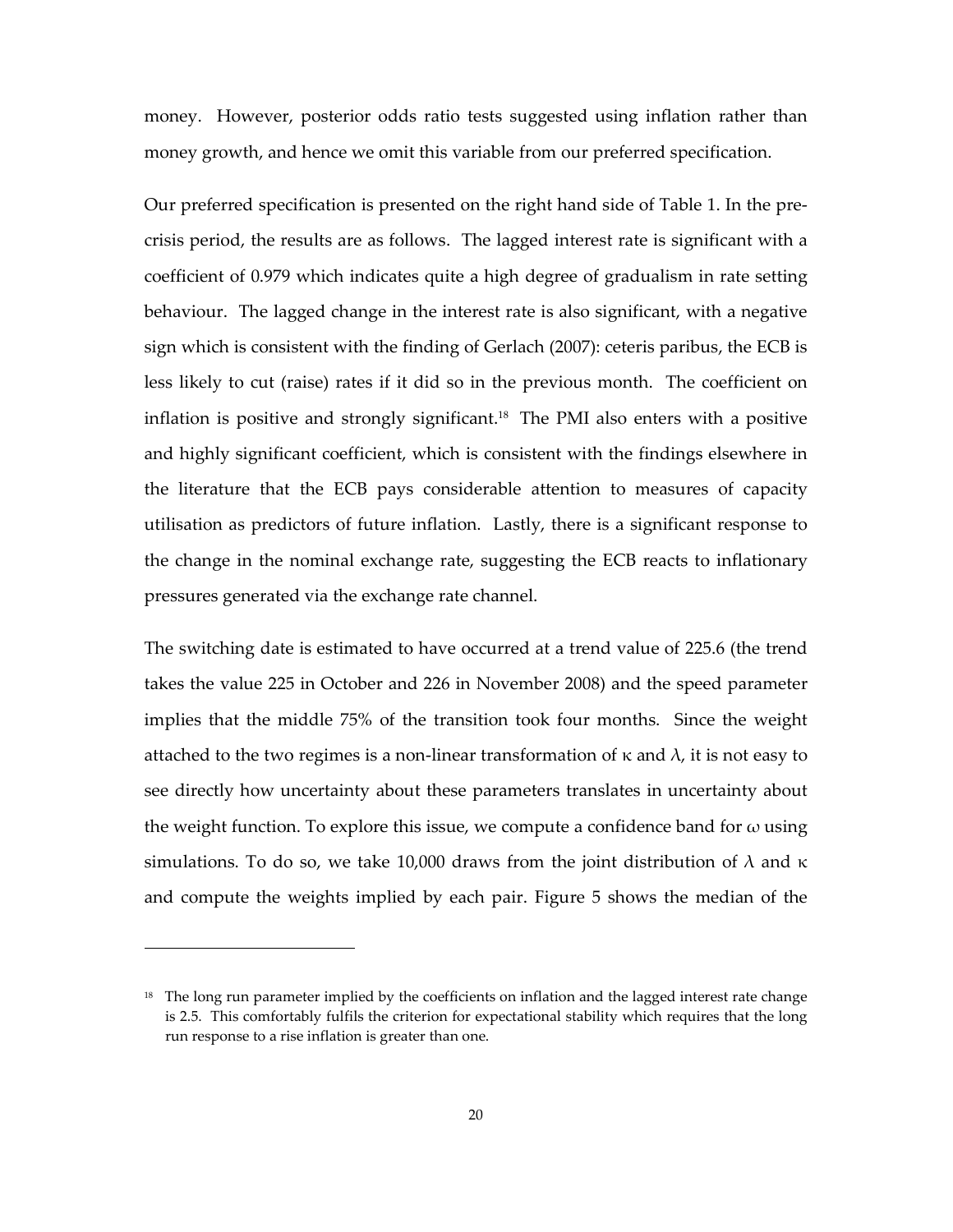money. However, posterior odds ratio tests suggested using inflation rather than money growth, and hence we omit this variable from our preferred specification.

Our preferred specification is presented on the right hand side of Table 1. In the pre-crisis period, the results are as follows. The lagged interest rate is significant with a coefficient of 0.979 which indicates quite a high degree of gradualism in rate setting behaviour. The lagged change in the interest rate is also significant, with a negative sign which is consistent with the finding of Gerlach (2007): ceteris paribus, the ECB is less likely to cut (raise) rates if it did so in the previous month. The coefficient on inflation is positive and strongly significant.[18] The PMI also enters with a positive and highly significant coefficient, which is consistent with the findings elsewhere in the literature that the ECB pays considerable attention to measures of capacity utilisation as predictors of future inflation. Lastly, there is a significant response to the change in the nominal exchange rate, suggesting the ECB reacts to inflationary pressures generated via the exchange rate channel.

The switching date is estimated to have occurred at a trend value of 225.6 (the trend takes the value 225 in October and 226 in November 2008) and the speed parameter implies that the middle 75% of the transition took four months. Since the weight attached to the two regimes is a non-linear transformation of $\kappa$ and $\lambda$, it is not easy to see directly how uncertainty about these parameters translates in uncertainty about the weight function. To explore this issue, we compute a confidence band for $\omega$ using simulations. To do so, we take 10,000 draws from the joint distribution of $\lambda$ and $\kappa$ and compute the weights implied by each pair. Figure 5 shows the median of the

[18] The long run parameter implied by the coefficients on inflation and the lagged interest rate change is 2.5. This comfortably fulfils the criterion for expectational stability which requires that the long run response to a rise inflation is greater than one.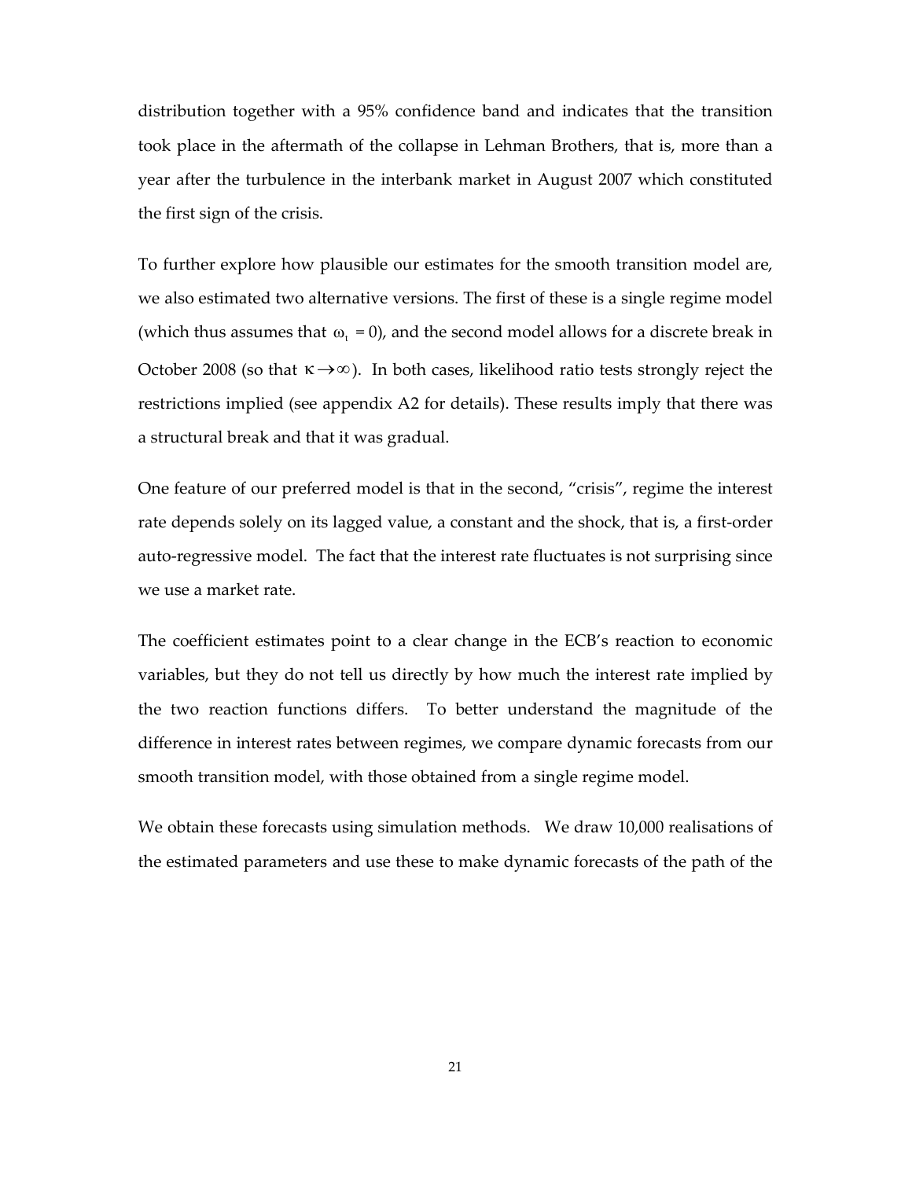distribution together with a 95% confidence band and indicates that the transition took place in the aftermath of the collapse in Lehman Brothers, that is, more than a year after the turbulence in the interbank market in August 2007 which constituted the first sign of the crisis.

To further explore how plausible our estimates for the smooth transition model are, we also estimated two alternative versions. The first of these is a single regime model (which thus assumes that $\omega_t = 0$), and the second model allows for a discrete break in October 2008 (so that $\kappa \rightarrow \infty$). In both cases, likelihood ratio tests strongly reject the restrictions implied (see appendix A2 for details). These results imply that there was a structural break and that it was gradual.

One feature of our preferred model is that in the second, "crisis", regime the interest rate depends solely on its lagged value, a constant and the shock, that is, a first-order auto-regressive model. The fact that the interest rate fluctuates is not surprising since we use a market rate.

The coefficient estimates point to a clear change in the ECB's reaction to economic variables, but they do not tell us directly by how much the interest rate implied by the two reaction functions differs. To better understand the magnitude of the difference in interest rates between regimes, we compare dynamic forecasts from our smooth transition model, with those obtained from a single regime model.

We obtain these forecasts using simulation methods. We draw 10,000 realisations of the estimated parameters and use these to make dynamic forecasts of the path of the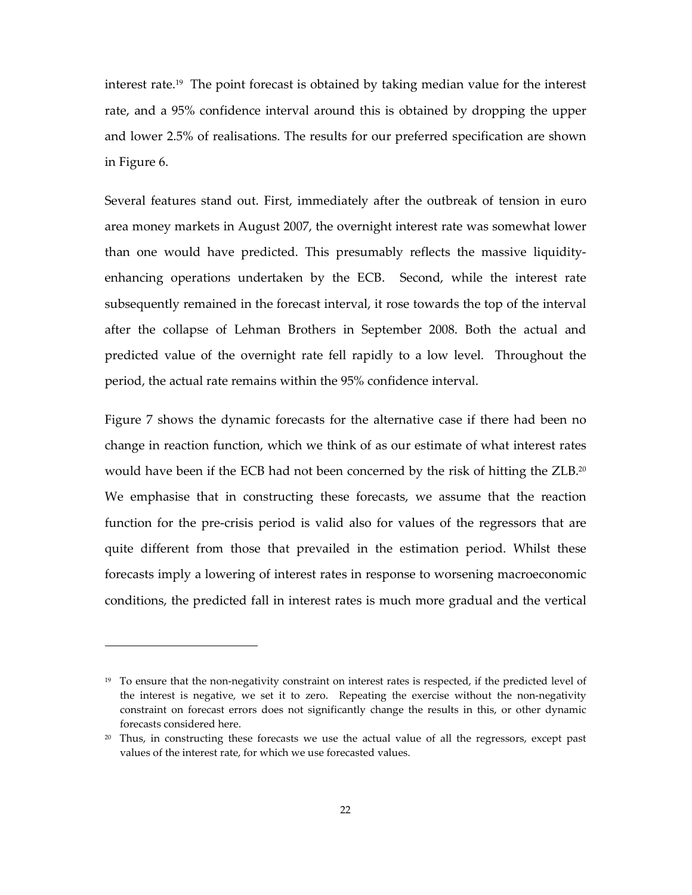interest rate.[19] The point forecast is obtained by taking median value for the interest rate, and a 95% confidence interval around this is obtained by dropping the upper and lower 2.5% of realisations. The results for our preferred specification are shown in Figure 6.

Several features stand out. First, immediately after the outbreak of tension in euro area money markets in August 2007, the overnight interest rate was somewhat lower than one would have predicted. This presumably reflects the massive liquidity-enhancing operations undertaken by the ECB. Second, while the interest rate subsequently remained in the forecast interval, it rose towards the top of the interval after the collapse of Lehman Brothers in September 2008. Both the actual and predicted value of the overnight rate fell rapidly to a low level. Throughout the period, the actual rate remains within the 95% confidence interval.

Figure 7 shows the dynamic forecasts for the alternative case if there had been no change in reaction function, which we think of as our estimate of what interest rates would have been if the ECB had not been concerned by the risk of hitting the ZLB.[20] We emphasise that in constructing these forecasts, we assume that the reaction function for the pre-crisis period is valid also for values of the regressors that are quite different from those that prevailed in the estimation period. Whilst these forecasts imply a lowering of interest rates in response to worsening macroeconomic conditions, the predicted fall in interest rates is much more gradual and the vertical

---

[19] To ensure that the non-negativity constraint on interest rates is respected, if the predicted level of the interest is negative, we set it to zero. Repeating the exercise without the non-negativity constraint on forecast errors does not significantly change the results in this, or other dynamic forecasts considered here.

[20] Thus, in constructing these forecasts we use the actual value of all the regressors, except past values of the interest rate, for which we use forecasted values.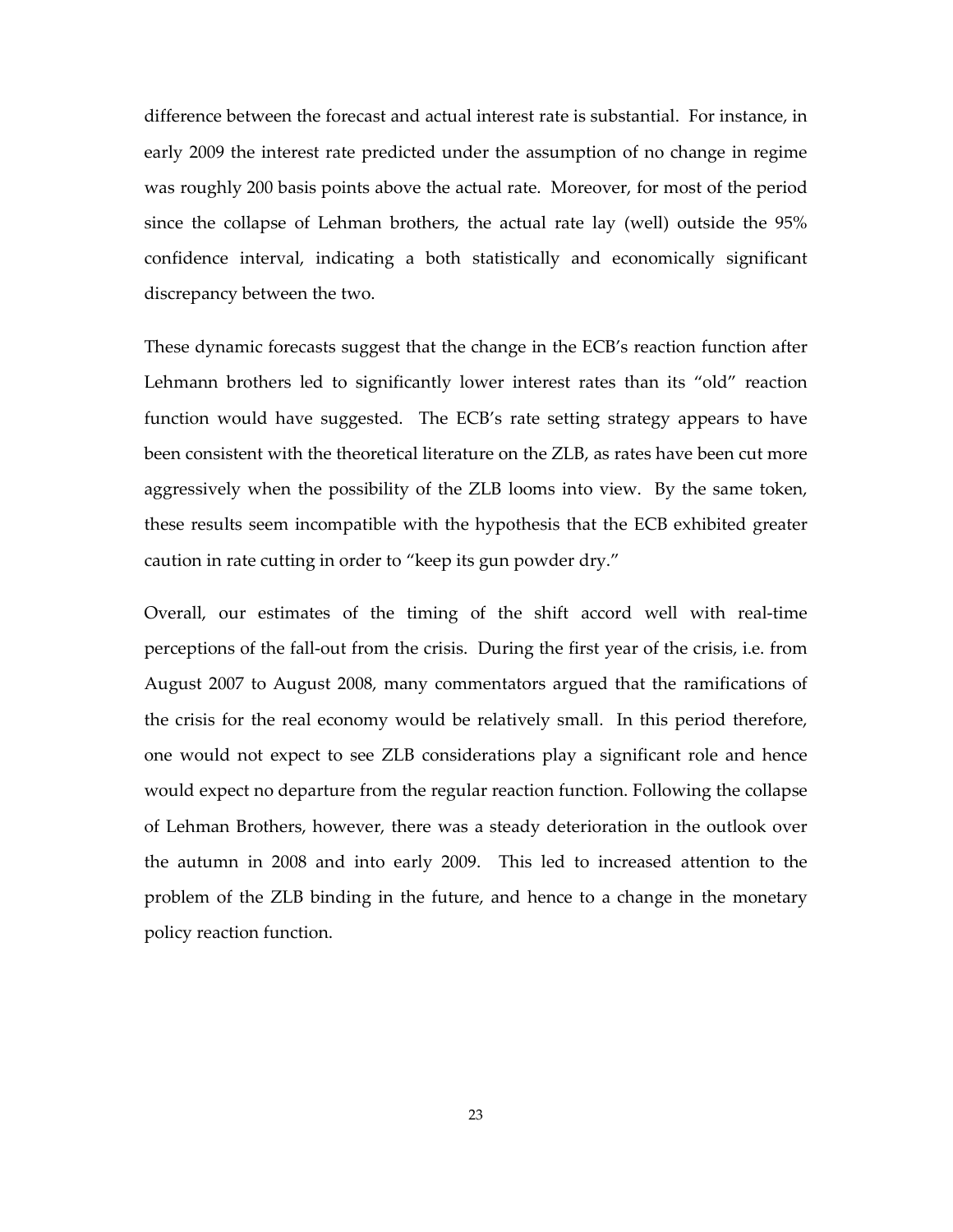difference between the forecast and actual interest rate is substantial. For instance, in early 2009 the interest rate predicted under the assumption of no change in regime was roughly 200 basis points above the actual rate. Moreover, for most of the period since the collapse of Lehman brothers, the actual rate lay (well) outside the 95% confidence interval, indicating a both statistically and economically significant discrepancy between the two.

These dynamic forecasts suggest that the change in the ECB's reaction function after Lehmann brothers led to significantly lower interest rates than its "old" reaction function would have suggested. The ECB's rate setting strategy appears to have been consistent with the theoretical literature on the ZLB, as rates have been cut more aggressively when the possibility of the ZLB looms into view. By the same token, these results seem incompatible with the hypothesis that the ECB exhibited greater caution in rate cutting in order to "keep its gun powder dry."

Overall, our estimates of the timing of the shift accord well with real-time perceptions of the fall-out from the crisis. During the first year of the crisis, i.e. from August 2007 to August 2008, many commentators argued that the ramifications of the crisis for the real economy would be relatively small. In this period therefore, one would not expect to see ZLB considerations play a significant role and hence would expect no departure from the regular reaction function. Following the collapse of Lehman Brothers, however, there was a steady deterioration in the outlook over the autumn in 2008 and into early 2009. This led to increased attention to the problem of the ZLB binding in the future, and hence to a change in the monetary policy reaction function.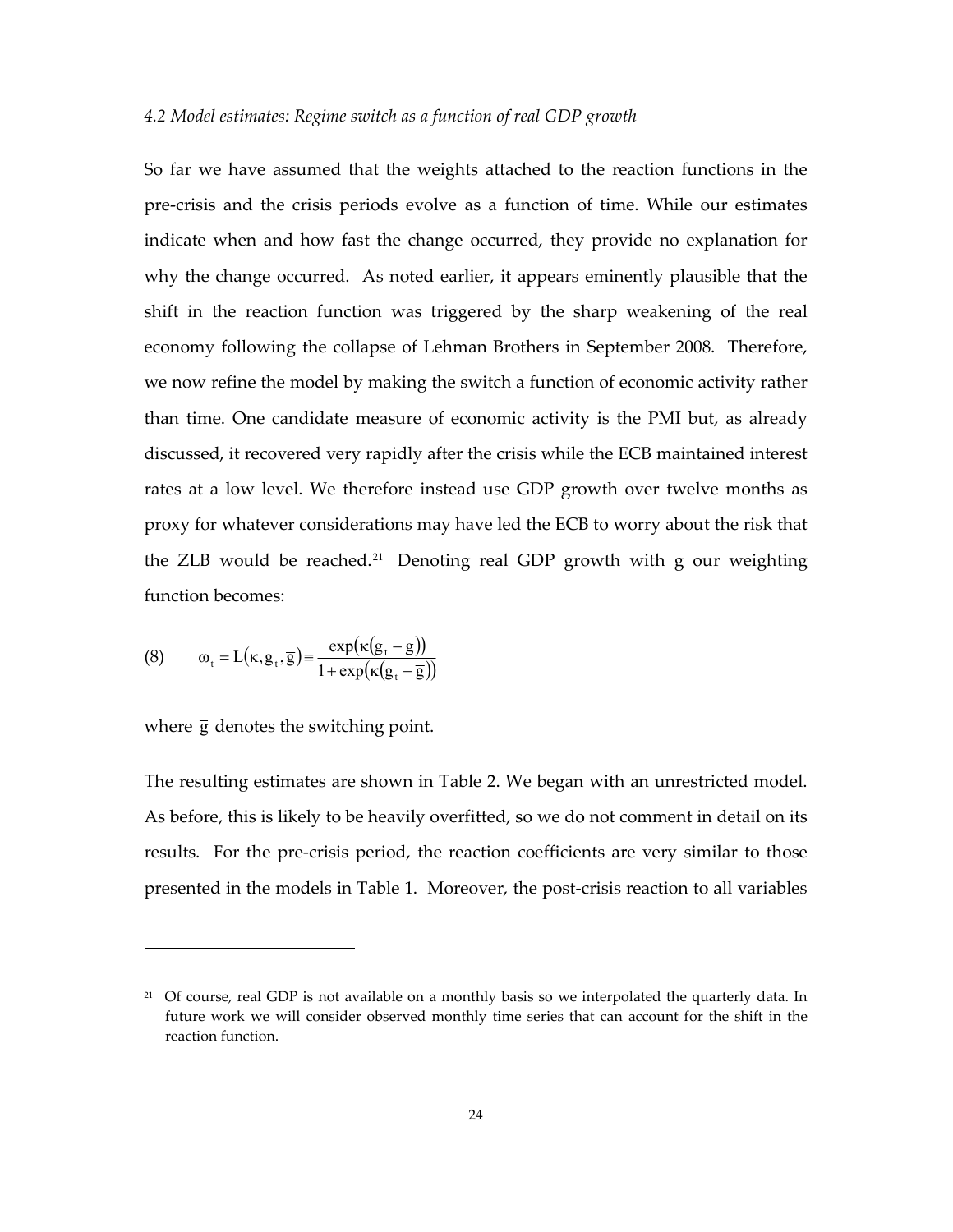*4.2 Model estimates: Regime switch as a function of real GDP growth*

So far we have assumed that the weights attached to the reaction functions in the pre-crisis and the crisis periods evolve as a function of time. While our estimates indicate when and how fast the change occurred, they provide no explanation for why the change occurred. As noted earlier, it appears eminently plausible that the shift in the reaction function was triggered by the sharp weakening of the real economy following the collapse of Lehman Brothers in September 2008. Therefore, we now refine the model by making the switch a function of economic activity rather than time. One candidate measure of economic activity is the PMI but, as already discussed, it recovered very rapidly after the crisis while the ECB maintained interest rates at a low level. We therefore instead use GDP growth over twelve months as proxy for whatever considerations may have led the ECB to worry about the risk that the ZLB would be reached.[21] Denoting real GDP growth with g our weighting function becomes:

$$\omega_t = L(\kappa, g_t, \overline{g}) \equiv \frac{\exp(\kappa(g_t - \overline{g}))}{1 + \exp(\kappa(g_t - \overline{g}))} \tag{8}$$

where $\overline{g}$ denotes the switching point.

The resulting estimates are shown in Table 2. We began with an unrestricted model. As before, this is likely to be heavily overfitted, so we do not comment in detail on its results. For the pre-crisis period, the reaction coefficients are very similar to those presented in the models in Table 1. Moreover, the post-crisis reaction to all variables

[21] Of course, real GDP is not available on a monthly basis so we interpolated the quarterly data. In future work we will consider observed monthly time series that can account for the shift in the reaction function.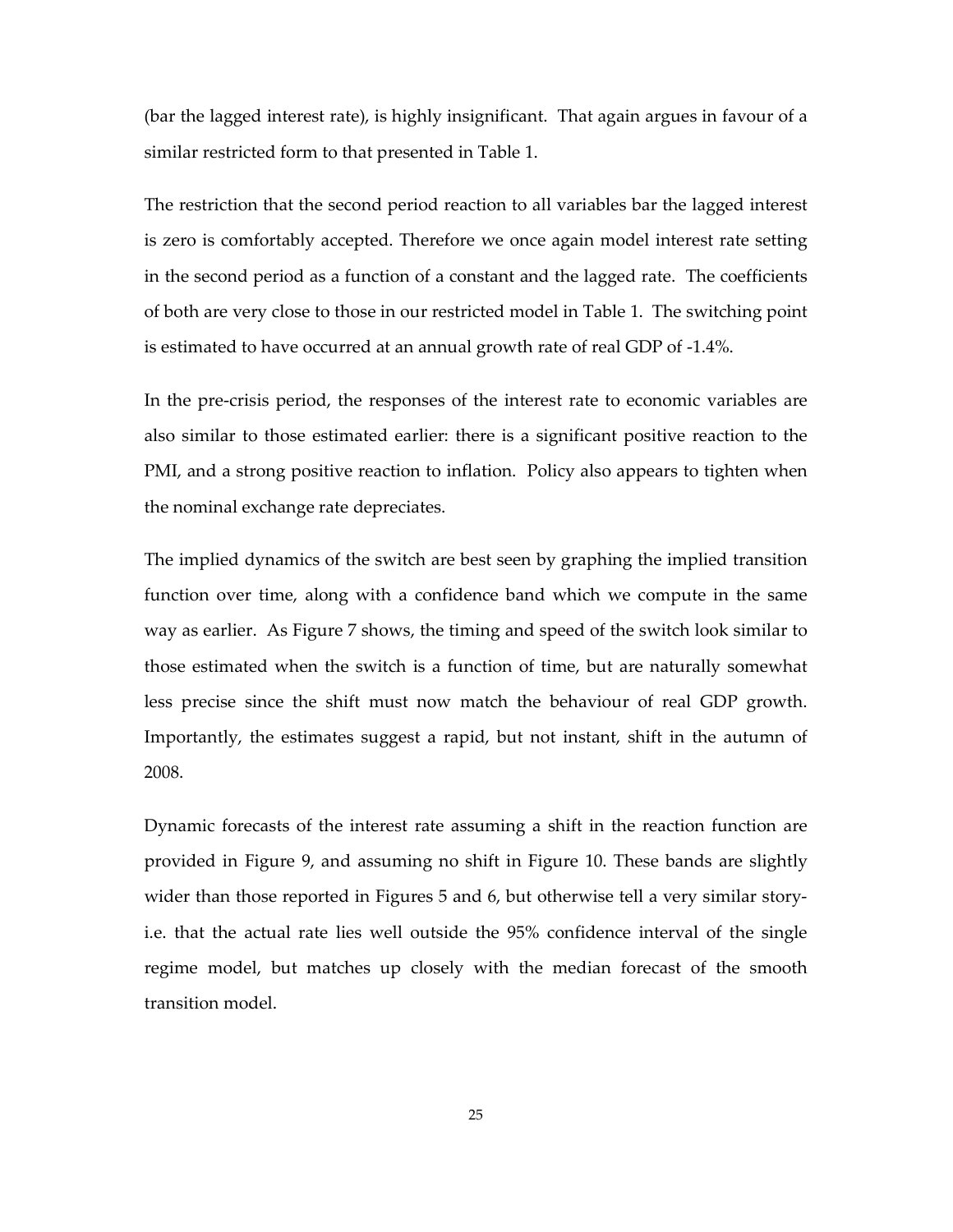(bar the lagged interest rate), is highly insignificant. That again argues in favour of a similar restricted form to that presented in Table 1.

The restriction that the second period reaction to all variables bar the lagged interest is zero is comfortably accepted. Therefore we once again model interest rate setting in the second period as a function of a constant and the lagged rate. The coefficients of both are very close to those in our restricted model in Table 1. The switching point is estimated to have occurred at an annual growth rate of real GDP of -1.4%.

In the pre-crisis period, the responses of the interest rate to economic variables are also similar to those estimated earlier: there is a significant positive reaction to the PMI, and a strong positive reaction to inflation. Policy also appears to tighten when the nominal exchange rate depreciates.

The implied dynamics of the switch are best seen by graphing the implied transition function over time, along with a confidence band which we compute in the same way as earlier. As Figure 7 shows, the timing and speed of the switch look similar to those estimated when the switch is a function of time, but are naturally somewhat less precise since the shift must now match the behaviour of real GDP growth. Importantly, the estimates suggest a rapid, but not instant, shift in the autumn of 2008.

Dynamic forecasts of the interest rate assuming a shift in the reaction function are provided in Figure 9, and assuming no shift in Figure 10. These bands are slightly wider than those reported in Figures 5 and 6, but otherwise tell a very similar story- i.e. that the actual rate lies well outside the 95% confidence interval of the single regime model, but matches up closely with the median forecast of the smooth transition model.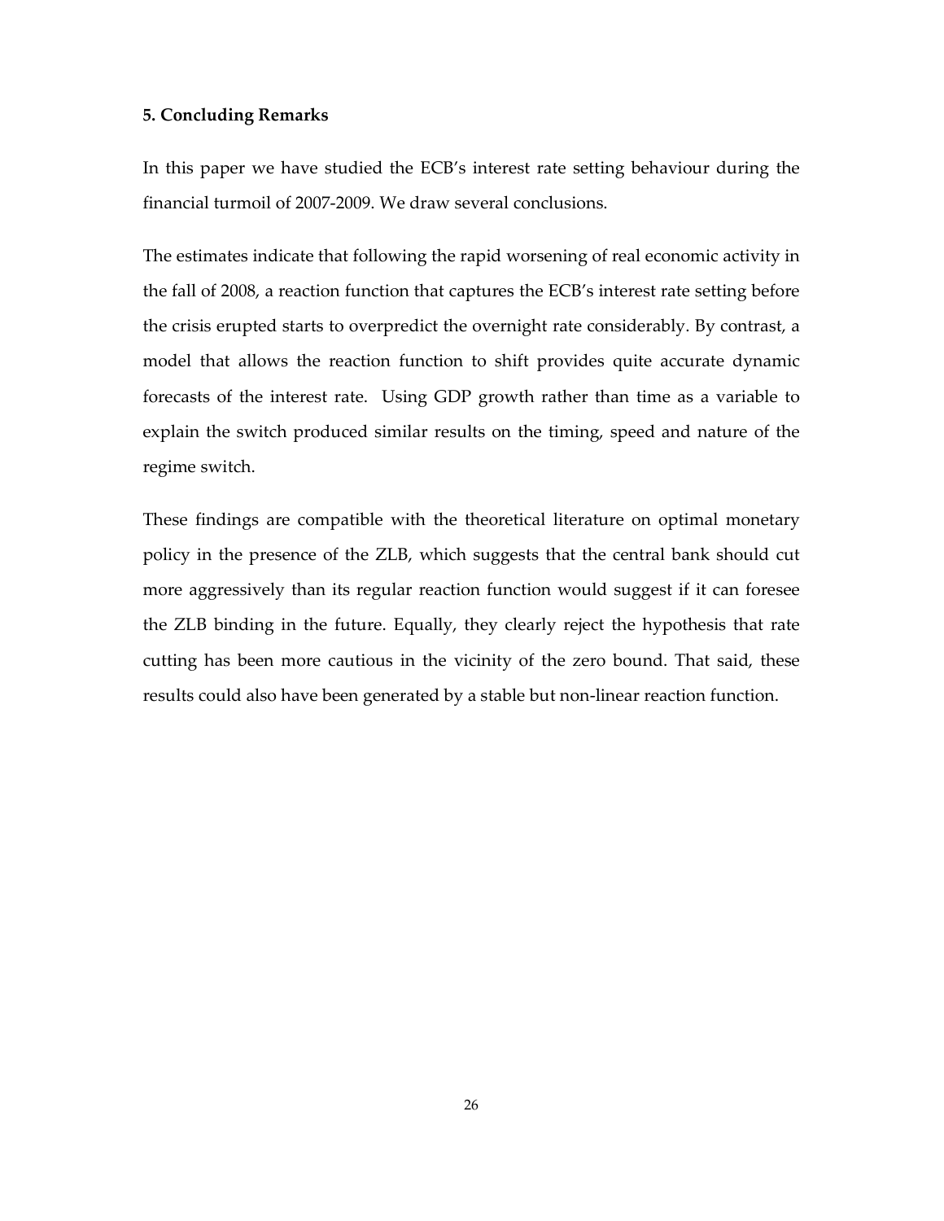## 5. Concluding Remarks

In this paper we have studied the ECB's interest rate setting behaviour during the financial turmoil of 2007-2009. We draw several conclusions.

The estimates indicate that following the rapid worsening of real economic activity in the fall of 2008, a reaction function that captures the ECB's interest rate setting before the crisis erupted starts to overpredict the overnight rate considerably. By contrast, a model that allows the reaction function to shift provides quite accurate dynamic forecasts of the interest rate. Using GDP growth rather than time as a variable to explain the switch produced similar results on the timing, speed and nature of the regime switch.

These findings are compatible with the theoretical literature on optimal monetary policy in the presence of the ZLB, which suggests that the central bank should cut more aggressively than its regular reaction function would suggest if it can foresee the ZLB binding in the future. Equally, they clearly reject the hypothesis that rate cutting has been more cautious in the vicinity of the zero bound. That said, these results could also have been generated by a stable but non-linear reaction function.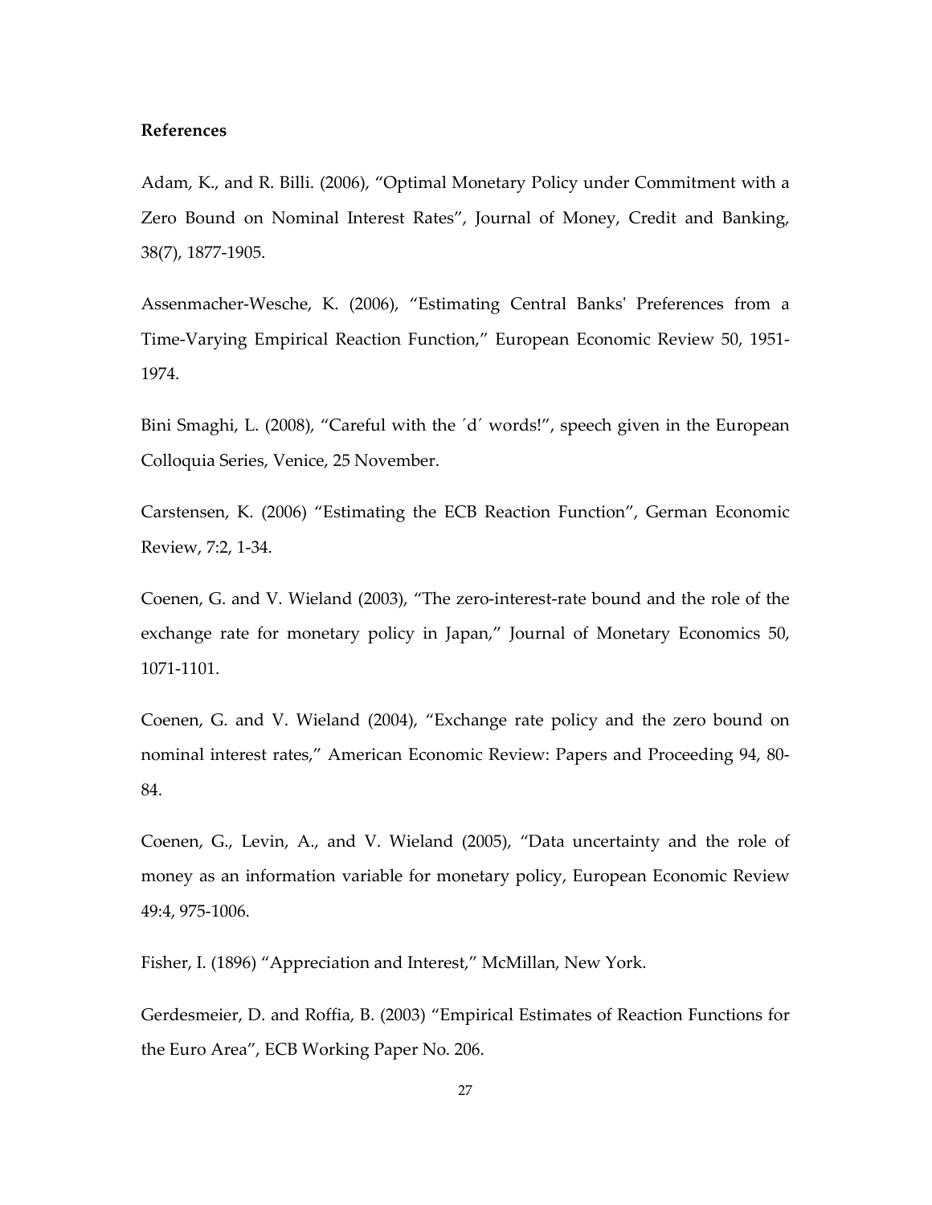**References**

Adam, K., and R. Billi. (2006), "Optimal Monetary Policy under Commitment with a Zero Bound on Nominal Interest Rates", Journal of Money, Credit and Banking, 38(7), 1877-1905.

Assenmacher-Wesche, K. (2006), "Estimating Central Banks' Preferences from a Time-Varying Empirical Reaction Function," European Economic Review 50, 1951-1974.

Bini Smaghi, L. (2008), "Careful with the ´d´ words!", speech given in the European Colloquia Series, Venice, 25 November.

Carstensen, K. (2006) "Estimating the ECB Reaction Function", German Economic Review, 7:2, 1-34.

Coenen, G. and V. Wieland (2003), "The zero-interest-rate bound and the role of the exchange rate for monetary policy in Japan," Journal of Monetary Economics 50, 1071-1101.

Coenen, G. and V. Wieland (2004), "Exchange rate policy and the zero bound on nominal interest rates," American Economic Review: Papers and Proceeding 94, 80-84.

Coenen, G., Levin, A., and V. Wieland (2005), "Data uncertainty and the role of money as an information variable for monetary policy, European Economic Review 49:4, 975-1006.

Fisher, I. (1896) "Appreciation and Interest," McMillan, New York.

Gerdesmeier, D. and Roffia, B. (2003) "Empirical Estimates of Reaction Functions for the Euro Area", ECB Working Paper No. 206.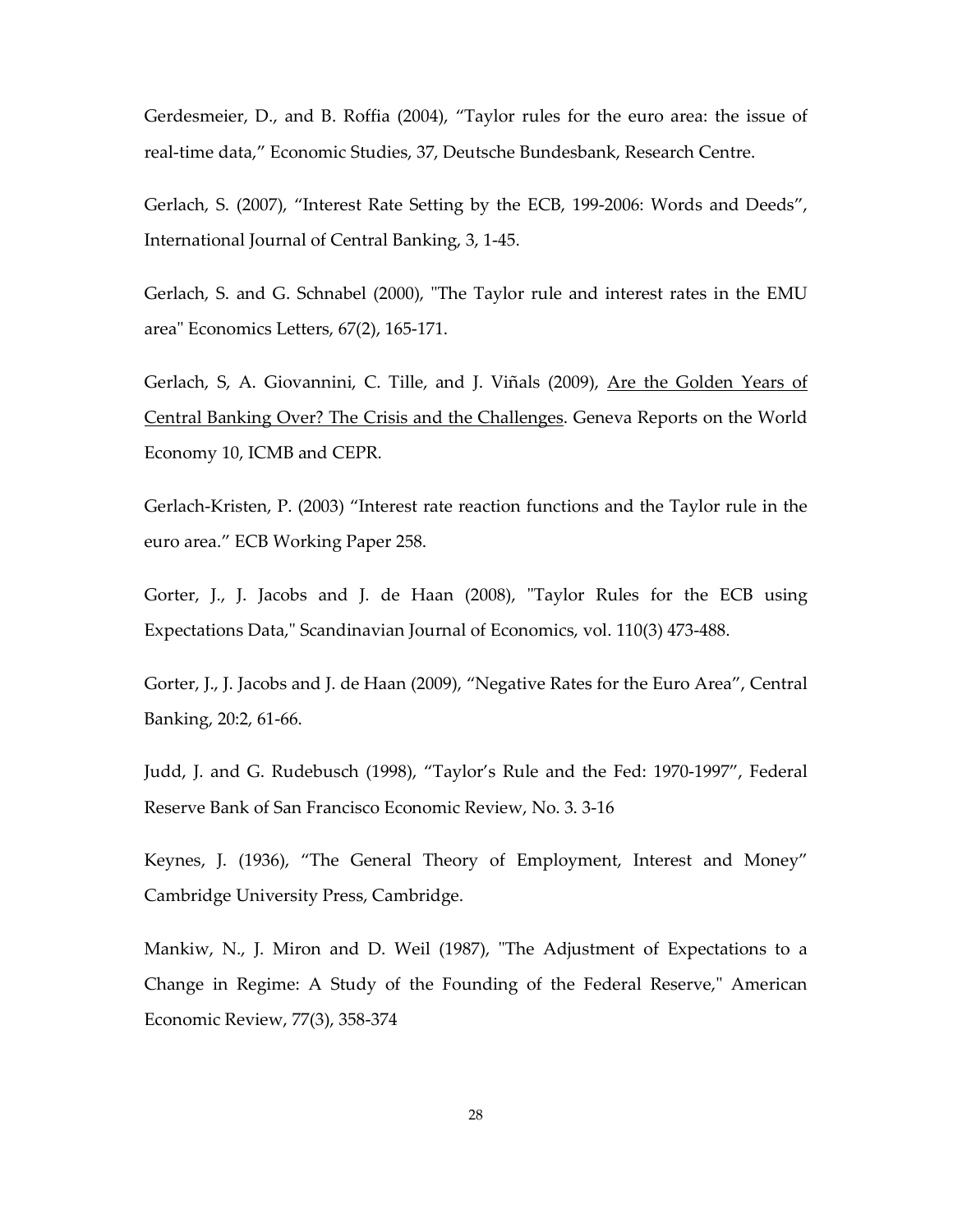Gerdesmeier, D., and B. Roffia (2004), "Taylor rules for the euro area: the issue of real-time data," Economic Studies, 37, Deutsche Bundesbank, Research Centre.

Gerlach, S. (2007), "Interest Rate Setting by the ECB, 199-2006: Words and Deeds", International Journal of Central Banking, 3, 1-45.

Gerlach, S. and G. Schnabel (2000), "The Taylor rule and interest rates in the EMU area" Economics Letters, 67(2), 165-171.

Gerlach, S, A. Giovannini, C. Tille, and J. Viñals (2009), Are the Golden Years of Central Banking Over? The Crisis and the Challenges. Geneva Reports on the World Economy 10, ICMB and CEPR.

Gerlach-Kristen, P. (2003) "Interest rate reaction functions and the Taylor rule in the euro area." ECB Working Paper 258.

Gorter, J., J. Jacobs and J. de Haan (2008), "Taylor Rules for the ECB using Expectations Data," Scandinavian Journal of Economics, vol. 110(3) 473-488.

Gorter, J., J. Jacobs and J. de Haan (2009), "Negative Rates for the Euro Area", Central Banking, 20:2, 61-66.

Judd, J. and G. Rudebusch (1998), "Taylor's Rule and the Fed: 1970-1997", Federal Reserve Bank of San Francisco Economic Review, No. 3. 3-16

Keynes, J. (1936), "The General Theory of Employment, Interest and Money" Cambridge University Press, Cambridge.

Mankiw, N., J. Miron and D. Weil (1987), "The Adjustment of Expectations to a Change in Regime: A Study of the Founding of the Federal Reserve," American Economic Review, 77(3), 358-374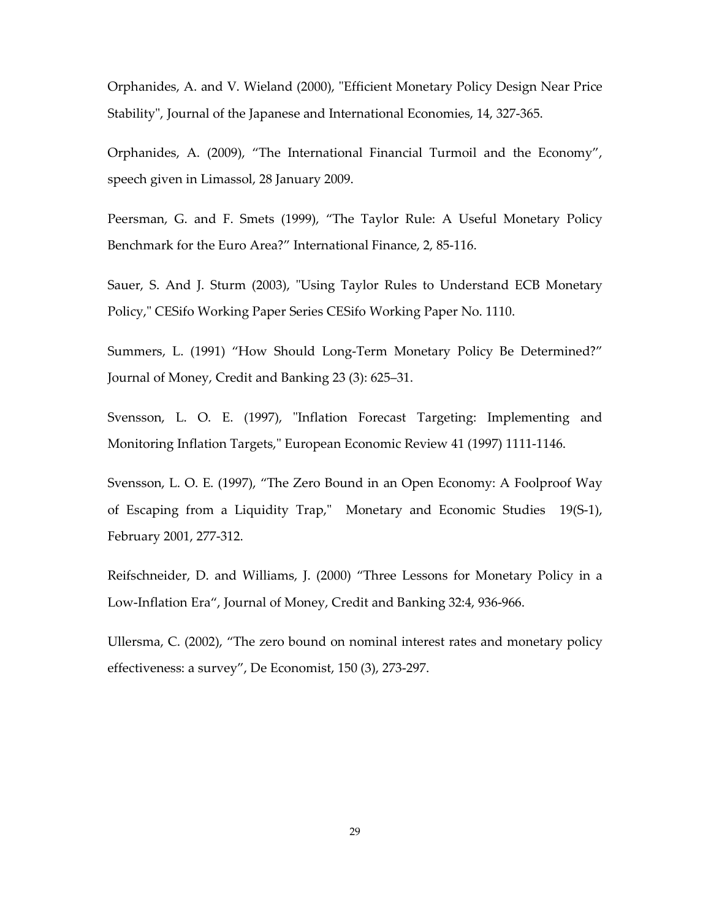Orphanides, A. and V. Wieland (2000), "Efficient Monetary Policy Design Near Price Stability", Journal of the Japanese and International Economies, 14, 327-365.

Orphanides, A. (2009), "The International Financial Turmoil and the Economy", speech given in Limassol, 28 January 2009.

Peersman, G. and F. Smets (1999), "The Taylor Rule: A Useful Monetary Policy Benchmark for the Euro Area?" International Finance, 2, 85-116.

Sauer, S. And J. Sturm (2003), "Using Taylor Rules to Understand ECB Monetary Policy," CESifo Working Paper Series CESifo Working Paper No. 1110.

Summers, L. (1991) "How Should Long-Term Monetary Policy Be Determined?" Journal of Money, Credit and Banking 23 (3): 625–31.

Svensson, L. O. E. (1997), "Inflation Forecast Targeting: Implementing and Monitoring Inflation Targets," European Economic Review 41 (1997) 1111-1146.

Svensson, L. O. E. (1997), "The Zero Bound in an Open Economy: A Foolproof Way of Escaping from a Liquidity Trap," Monetary and Economic Studies 19(S-1), February 2001, 277-312.

Reifschneider, D. and Williams, J. (2000) "Three Lessons for Monetary Policy in a Low-Inflation Era", Journal of Money, Credit and Banking 32:4, 936-966.

Ullersma, C. (2002), "The zero bound on nominal interest rates and monetary policy effectiveness: a survey", De Economist, 150 (3), 273-297.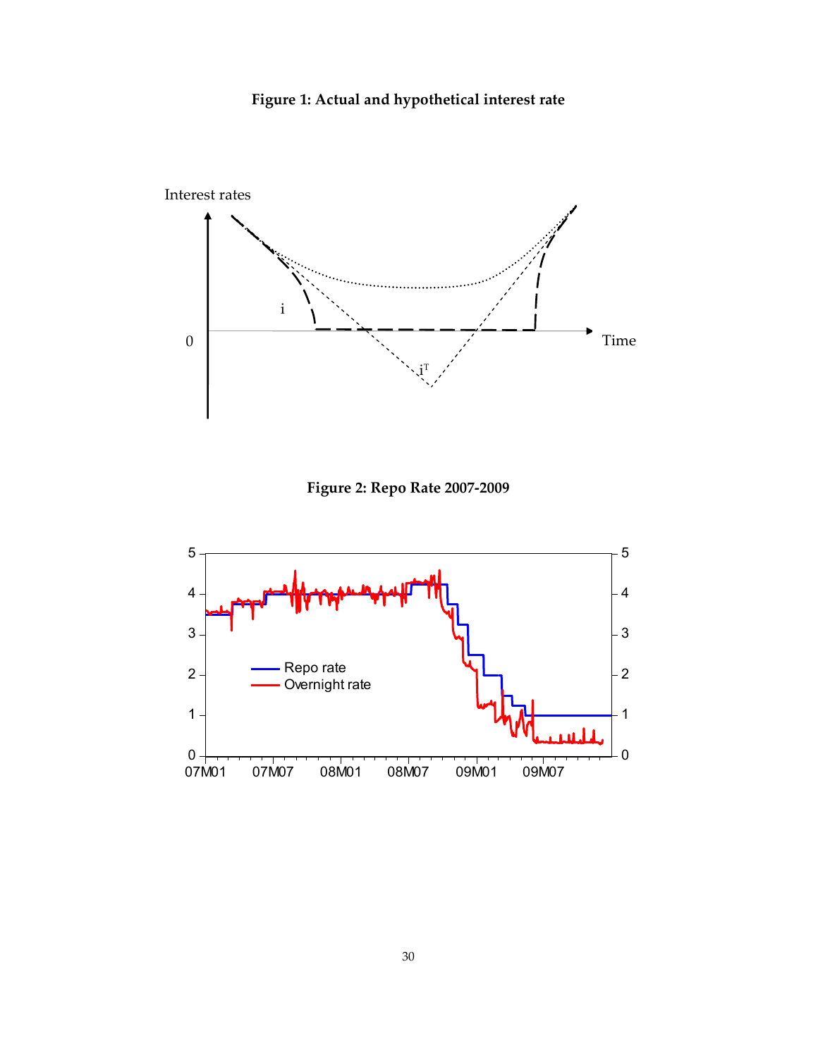**Figure 1: Actual and hypothetical interest rate**

**Figure 2: Repo Rate 2007-2009**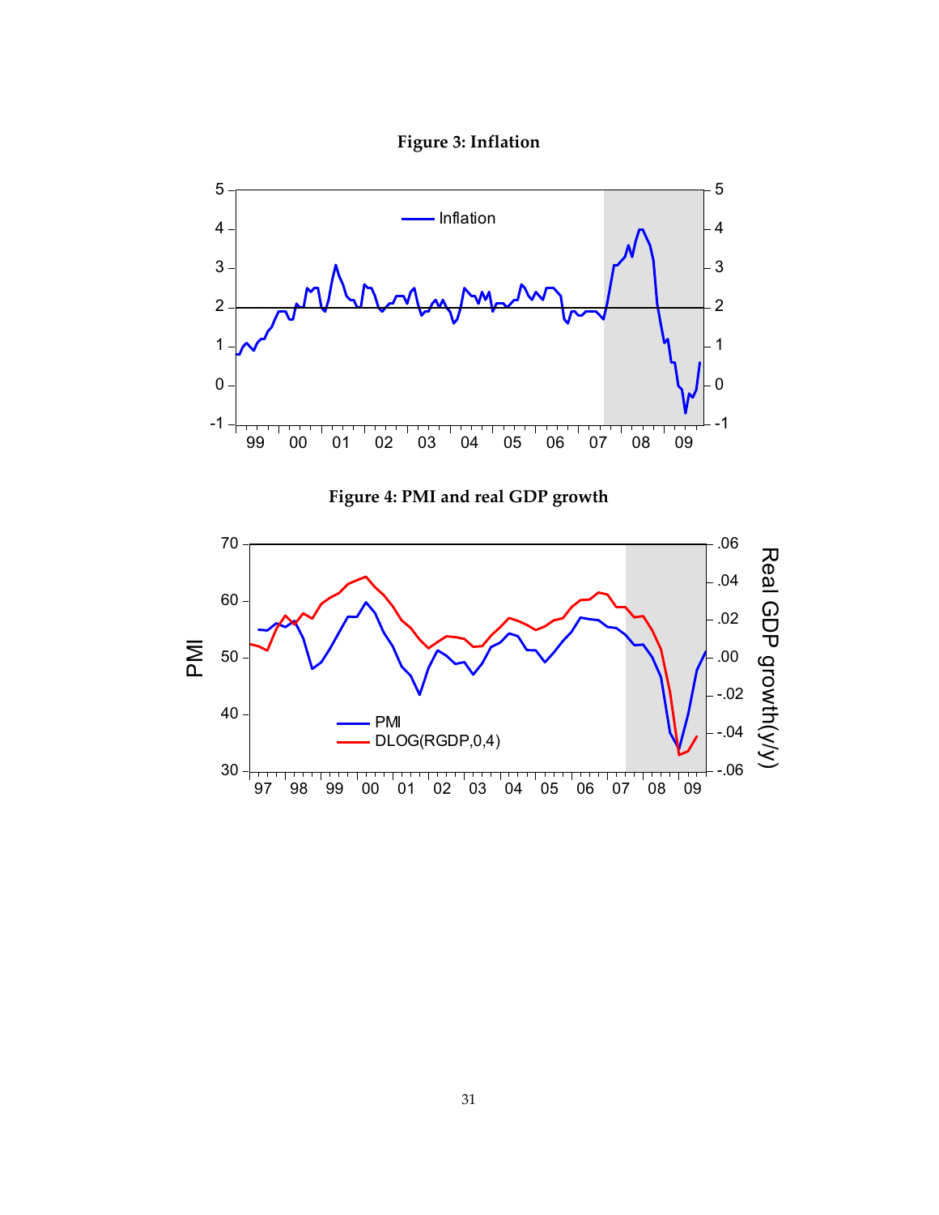**Figure 3: Inflation**

**Figure 4: PMI and real GDP growth**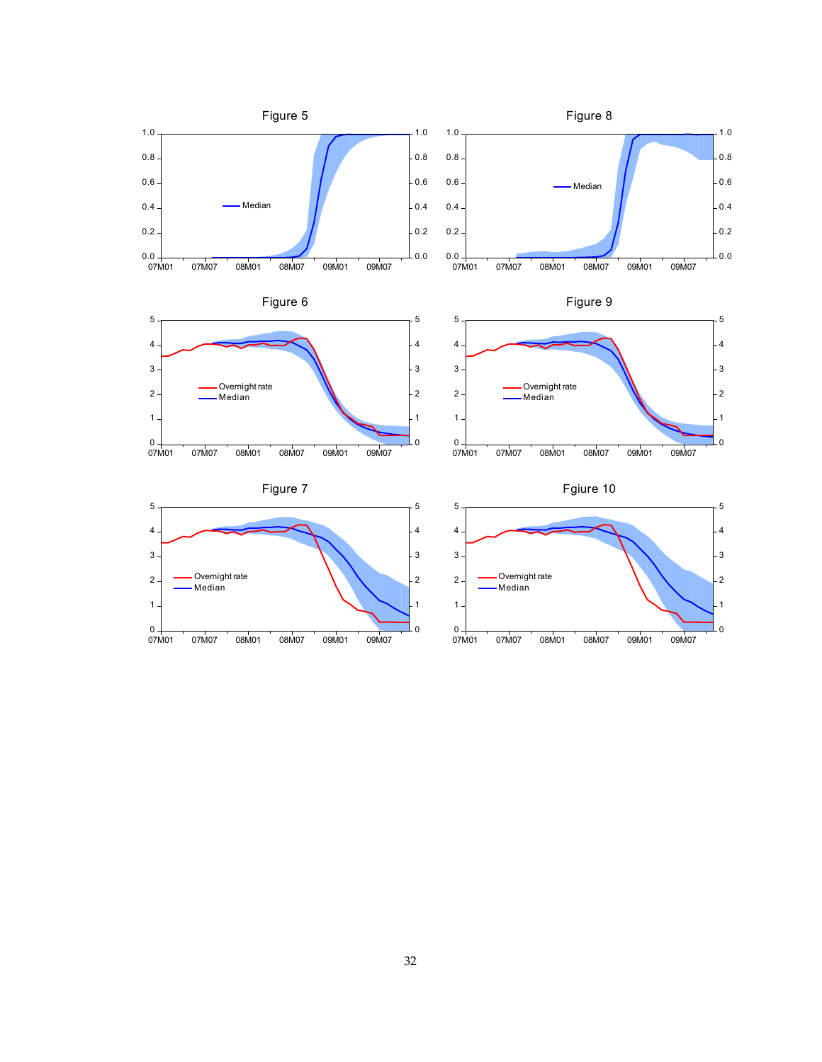Figure 5

Figure 8

Figure 6

Figure 9

Figure 7

Fgiure 10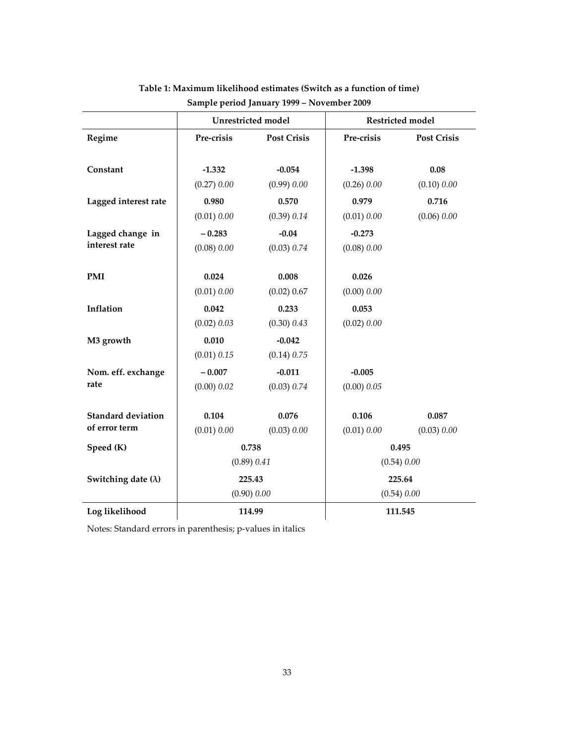**Table 1: Maximum likelihood estimates (Switch as a function of time)**
**Sample period January 1999 – November 2009**

| | Unrestricted model | | Restricted model | |
|---|---|---|---|---|
| **Regime** | **Pre-crisis** | **Post Crisis** | **Pre-crisis** | **Post Crisis** |
| **Constant** | **-1.332** | **-0.054** | **-1.398** | **0.08** |
| | (0.27) *0.00* | (0.99) *0.00* | (0.26) *0.00* | (0.10) *0.00* |
| **Lagged interest rate** | **0.980** | **0.570** | **0.979** | **0.716** |
| | (0.01) *0.00* | (0.39) *0.14* | (0.01) *0.00* | (0.06) *0.00* |
| **Lagged change in interest rate** | **– 0.283** | **-0.04** | **-0.273** | |
| | (0.08) *0.00* | (0.03) *0.74* | (0.08) *0.00* | |
| **PMI** | **0.024** | **0.008** | **0.026** | |
| | (0.01) *0.00* | (0.02) 0.67 | (0.00) *0.00* | |
| **Inflation** | **0.042** | **0.233** | **0.053** | |
| | (0.02) *0.03* | (0.30) *0.43* | (0.02) *0.00* | |
| **M3 growth** | **0.010** | **-0.042** | | |
| | (0.01) *0.15* | (0.14) *0.75* | | |
| **Nom. eff. exchange rate** | **– 0.007** | **-0.011** | **-0.005** | |
| | (0.00) *0.02* | (0.03) *0.74* | (0.00) *0.05* | |
| **Standard deviation of error term** | **0.104** | **0.076** | **0.106** | **0.087** |
| | (0.01) *0.00* | (0.03) *0.00* | (0.01) *0.00* | (0.03) *0.00* |
| **Speed (K)** | **0.738** | | **0.495** | |
| | (0.89) *0.41* | | (0.54) *0.00* | |
| **Switching date (λ)** | **225.43** | | **225.64** | |
| | (0.90) *0.00* | | (0.54) *0.00* | |
| **Log likelihood** | **114.99** | | **111.545** | |

Notes: Standard errors in parenthesis; p-values in italics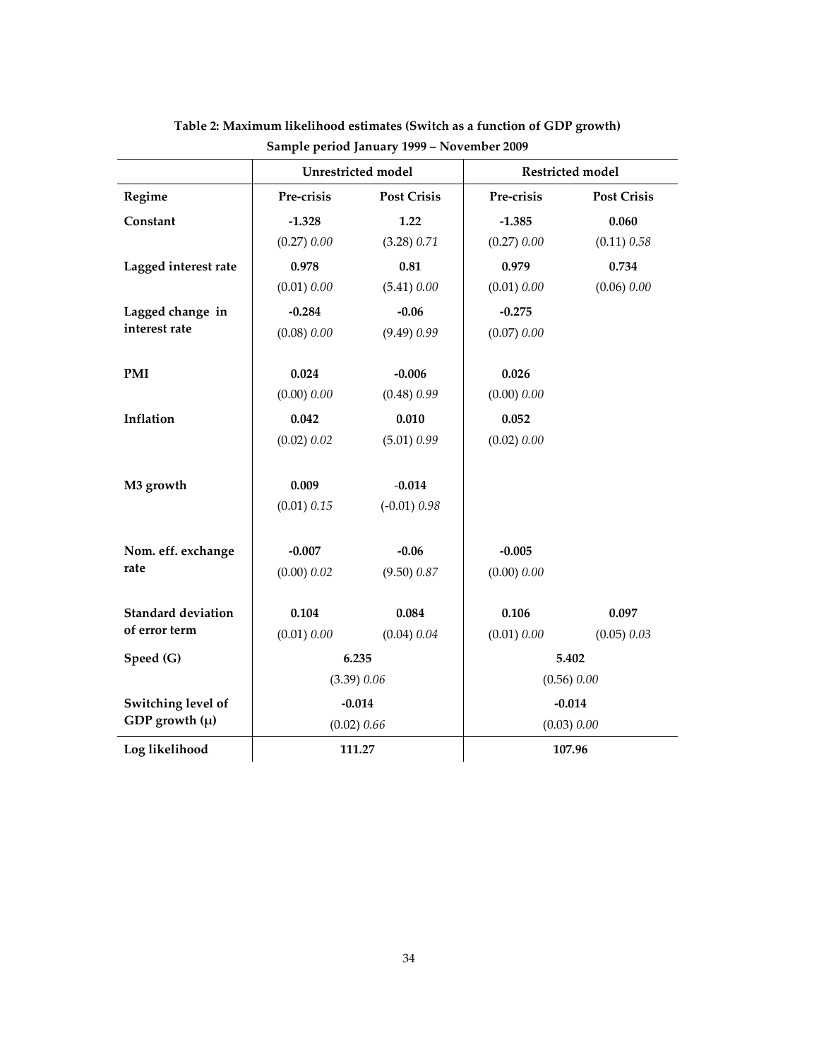**Table 2: Maximum likelihood estimates (Switch as a function of GDP growth)**
**Sample period January 1999 – November 2009**

| | Unrestricted model | | Restricted model | |
|---|---|---|---|---|
| **Regime** | **Pre-crisis** | **Post Crisis** | **Pre-crisis** | **Post Crisis** |
| **Constant** | **-1.328** | **1.22** | **-1.385** | **0.060** |
| | (0.27) *0.00* | (3.28) *0.71* | (0.27) *0.00* | (0.11) *0.58* |
| **Lagged interest rate** | **0.978** | **0.81** | **0.979** | **0.734** |
| | (0.01) *0.00* | (5.41) *0.00* | (0.01) *0.00* | (0.06) *0.00* |
| **Lagged change in interest rate** | **-0.284** | **-0.06** | **-0.275** | |
| | (0.08) *0.00* | (9.49) *0.99* | (0.07) *0.00* | |
| **PMI** | **0.024** | **-0.006** | **0.026** | |
| | (0.00) *0.00* | (0.48) *0.99* | (0.00) *0.00* | |
| **Inflation** | **0.042** | **0.010** | **0.052** | |
| | (0.02) *0.02* | (5.01) *0.99* | (0.02) *0.00* | |
| **M3 growth** | **0.009** | **-0.014** | | |
| | (0.01) *0.15* | (-0.01) *0.98* | | |
| **Nom. eff. exchange rate** | **-0.007** | **-0.06** | **-0.005** | |
| | (0.00) *0.02* | (9.50) *0.87* | (0.00) *0.00* | |
| **Standard deviation of error term** | **0.104** | **0.084** | **0.106** | **0.097** |
| | (0.01) *0.00* | (0.04) *0.04* | (0.01) *0.00* | (0.05) *0.03* |
| **Speed (G)** | **6.235** | | **5.402** | |
| | (3.39) *0.06* | | (0.56) *0.00* | |
| **Switching level of GDP growth (μ)** | **-0.014** | | **-0.014** | |
| | (0.02) *0.66* | | (0.03) *0.00* | |
| **Log likelihood** | **111.27** | | **107.96** | |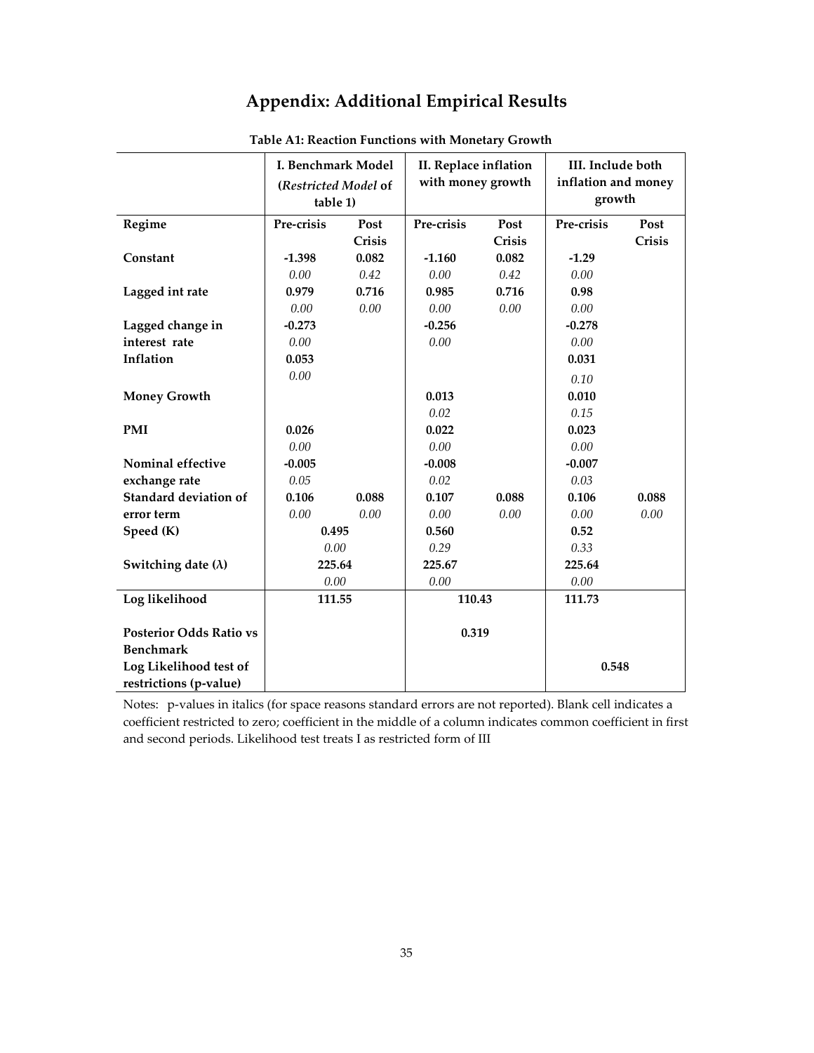# Appendix: Additional Empirical Results

**Table A1: Reaction Functions with Monetary Growth**

| | **I. Benchmark Model (*Restricted Model* of table 1)** | | **II. Replace inflation with money growth** | | **III. Include both inflation and money growth** | |
|---|---|---|---|---|---|---|
| **Regime** | **Pre-crisis** | **Post Crisis** | **Pre-crisis** | **Post Crisis** | **Pre-crisis** | **Post Crisis** |
| **Constant** | **-1.398** | **0.082** | **-1.160** | **0.082** | **-1.29** | |
| | *0.00* | *0.42* | *0.00* | *0.42* | *0.00* | |
| **Lagged int rate** | **0.979** | **0.716** | **0.985** | **0.716** | **0.98** | |
| | *0.00* | *0.00* | *0.00* | *0.00* | *0.00* | |
| **Lagged change in interest rate** | **-0.273** | | **-0.256** | | **-0.278** | |
| | *0.00* | | *0.00* | | *0.00* | |
| **Inflation** | **0.053** | | | | **0.031** | |
| | *0.00* | | | | *0.10* | |
| **Money Growth** | | | **0.013** | | **0.010** | |
| | | | *0.02* | | *0.15* | |
| **PMI** | **0.026** | | **0.022** | | **0.023** | |
| | *0.00* | | *0.00* | | *0.00* | |
| **Nominal effective exchange rate** | **-0.005** | | **-0.008** | | **-0.007** | |
| | *0.05* | | *0.02* | | *0.03* | |
| **Standard deviation of error term** | **0.106** | **0.088** | **0.107** | **0.088** | **0.106** | **0.088** |
| | *0.00* | *0.00* | *0.00* | *0.00* | *0.00* | *0.00* |
| **Speed (K)** | **0.495** | | **0.560** | | **0.52** | |
| | *0.00* | | *0.29* | | *0.33* | |
| **Switching date (λ)** | **225.64** | | **225.67** | | **225.64** | |
| | *0.00* | | *0.00* | | *0.00* | |
| **Log likelihood** | **111.55** | | **110.43** | | **111.73** | |
| **Posterior Odds Ratio vs Benchmark** | | | **0.319** | | | |
| **Log Likelihood test of restrictions (p-value)** | | | | | **0.548** | |

Notes: p-values in italics (for space reasons standard errors are not reported). Blank cell indicates a coefficient restricted to zero; coefficient in the middle of a column indicates common coefficient in first and second periods. Likelihood test treats I as restricted form of III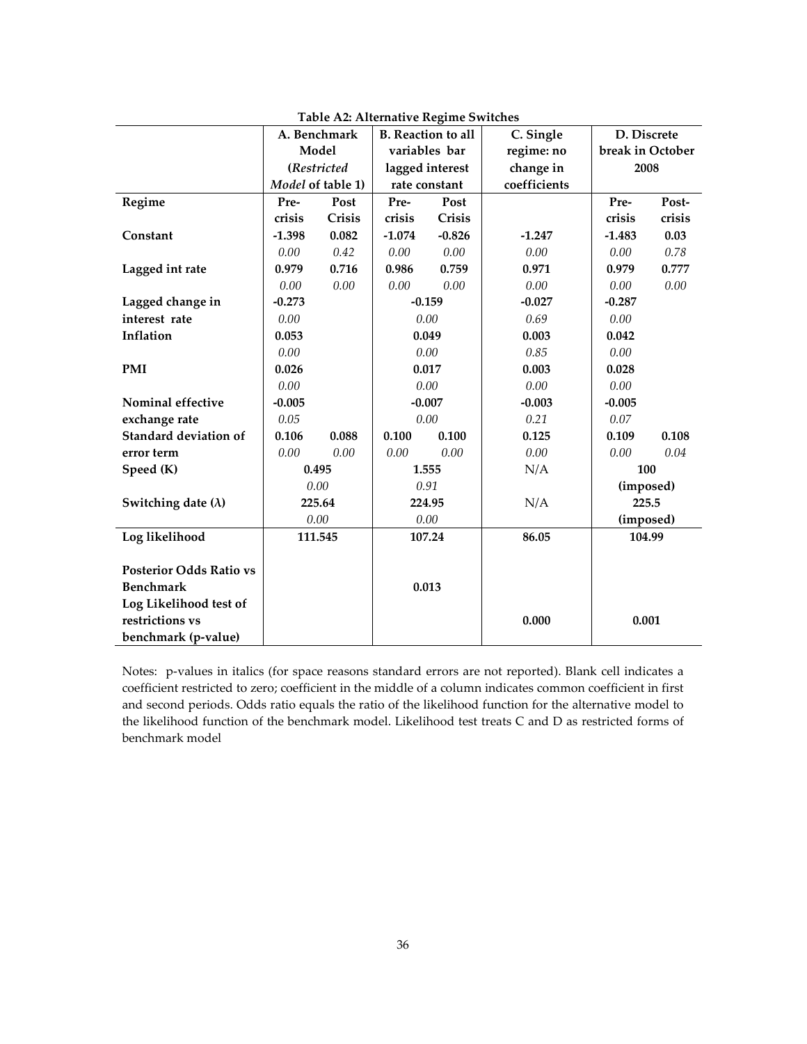**Table A2: Alternative Regime Switches**

| | A. Benchmark Model (*Restricted Model* of table 1) | | B. Reaction to all variables bar lagged interest rate constant | | C. Single regime: no change in coefficients | D. Discrete break in October 2008 | |
|---|---|---|---|---|---|---|---|
| **Regime** | **Pre-crisis** | **Post Crisis** | **Pre-crisis** | **Post Crisis** | | **Pre-crisis** | **Post-crisis** |
| **Constant** | **-1.398** | **0.082** | **-1.074** | **-0.826** | **-1.247** | **-1.483** | **0.03** |
| | *0.00* | *0.42* | *0.00* | *0.00* | *0.00* | *0.00* | *0.78* |
| **Lagged int rate** | **0.979** | **0.716** | **0.986** | **0.759** | **0.971** | **0.979** | **0.777** |
| | *0.00* | *0.00* | *0.00* | *0.00* | *0.00* | *0.00* | *0.00* |
| **Lagged change in interest rate** | **-0.273** | | **-0.159** | | **-0.027** | **-0.287** | |
| | *0.00* | | *0.00* | | *0.69* | *0.00* | |
| **Inflation** | **0.053** | | **0.049** | | **0.003** | **0.042** | |
| | *0.00* | | *0.00* | | *0.85* | *0.00* | |
| **PMI** | **0.026** | | **0.017** | | **0.003** | **0.028** | |
| | *0.00* | | *0.00* | | *0.00* | *0.00* | |
| **Nominal effective exchange rate** | **-0.005** | | **-0.007** | | **-0.003** | **-0.005** | |
| | *0.05* | | *0.00* | | *0.21* | *0.07* | |
| **Standard deviation of error term** | **0.106** | **0.088** | **0.100** | **0.100** | **0.125** | **0.109** | **0.108** |
| | *0.00* | *0.00* | *0.00* | *0.00* | *0.00* | *0.00* | *0.04* |
| **Speed (K)** | **0.495** | | **1.555** | | N/A | **100 (imposed)** | |
| | *0.00* | | *0.91* | | | | |
| **Switching date (λ)** | **225.64** | | **224.95** | | N/A | **225.5 (imposed)** | |
| | *0.00* | | *0.00* | | | | |
| **Log likelihood** | **111.545** | | **107.24** | | **86.05** | **104.99** | |
| **Posterior Odds Ratio vs Benchmark** | | | **0.013** | | | | |
| **Log Likelihood test of restrictions vs benchmark (p-value)** | | | | | **0.000** | **0.001** | |

Notes: p-values in italics (for space reasons standard errors are not reported). Blank cell indicates a coefficient restricted to zero; coefficient in the middle of a column indicates common coefficient in first and second periods. Odds ratio equals the ratio of the likelihood function for the alternative model to the likelihood function of the benchmark model. Likelihood test treats C and D as restricted forms of benchmark model